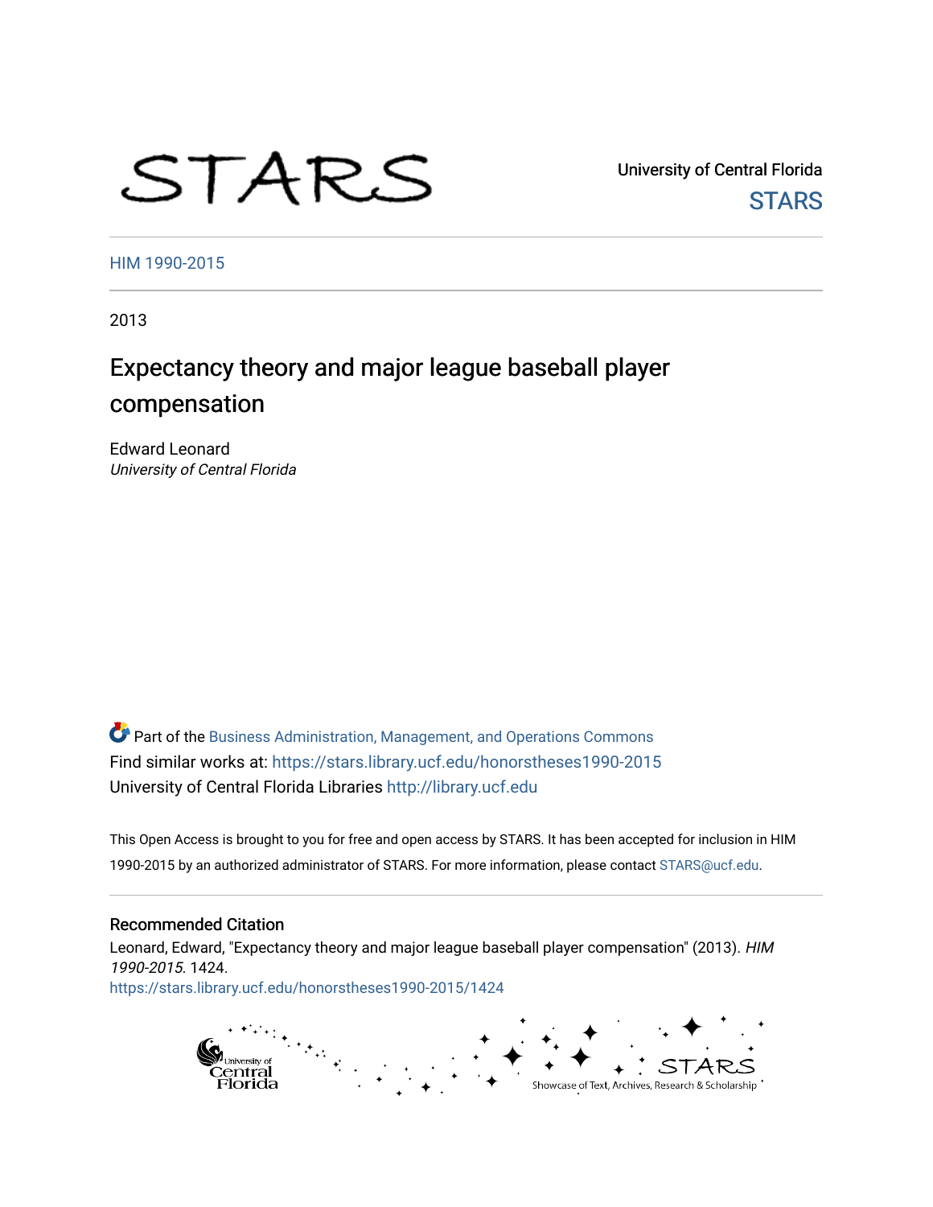STARS

University of Central Florida
STARS

HIM 1990-2015

2013

# Expectancy theory and major league baseball player compensation

Edward Leonard
*University of Central Florida*

Part of the Business Administration, Management, and Operations Commons
Find similar works at: https://stars.library.ucf.edu/honorstheses1990-2015
University of Central Florida Libraries http://library.ucf.edu

This Open Access is brought to you for free and open access by STARS. It has been accepted for inclusion in HIM 1990-2015 by an authorized administrator of STARS. For more information, please contact STARS@ucf.edu.

## Recommended Citation

Leonard, Edward, "Expectancy theory and major league baseball player compensation" (2013). *HIM 1990-2015*. 1424.
https://stars.library.ucf.edu/honorstheses1990-2015/1424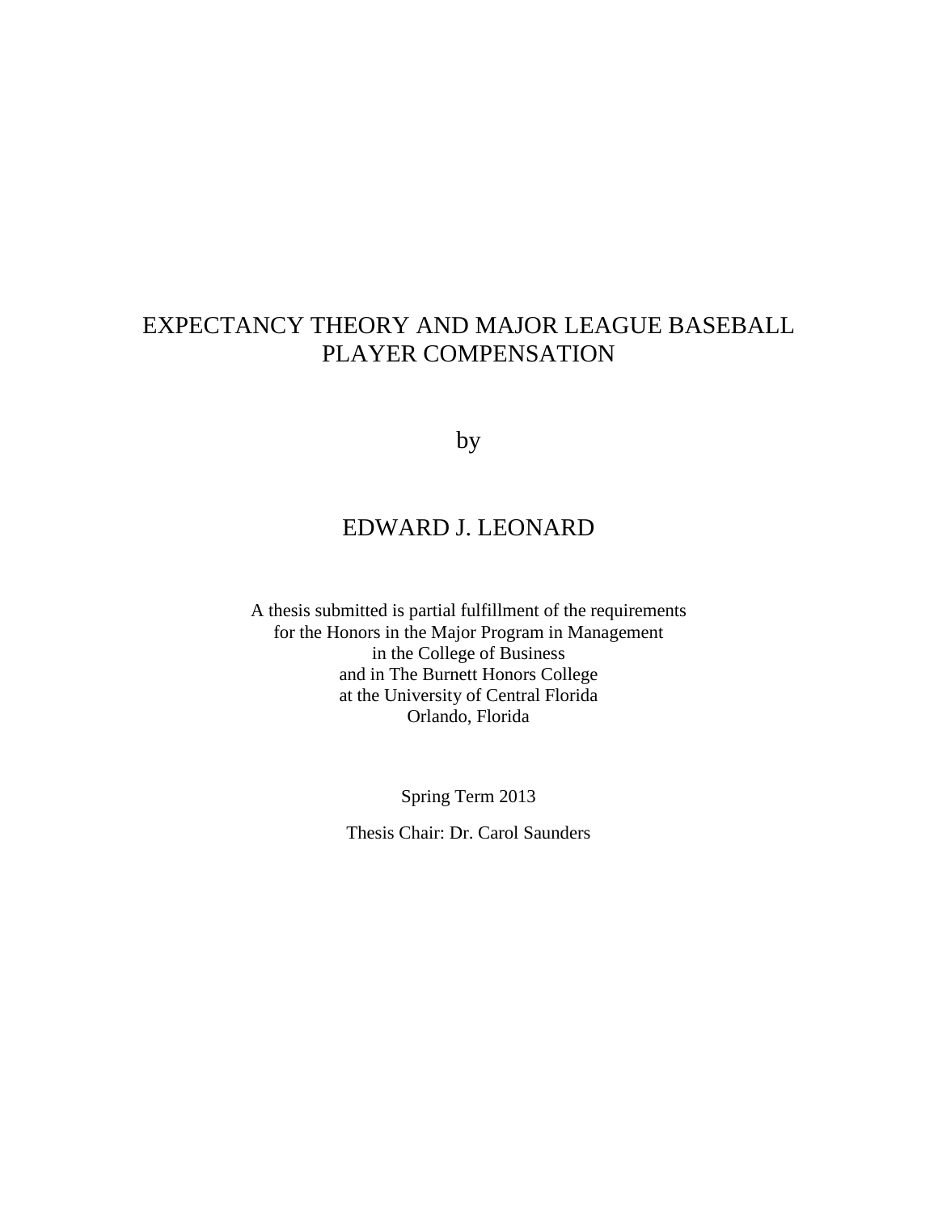# EXPECTANCY THEORY AND MAJOR LEAGUE BASEBALL PLAYER COMPENSATION

by

EDWARD J. LEONARD

A thesis submitted is partial fulfillment of the requirements
for the Honors in the Major Program in Management
in the College of Business
and in The Burnett Honors College
at the University of Central Florida
Orlando, Florida

Spring Term 2013

Thesis Chair: Dr. Carol Saunders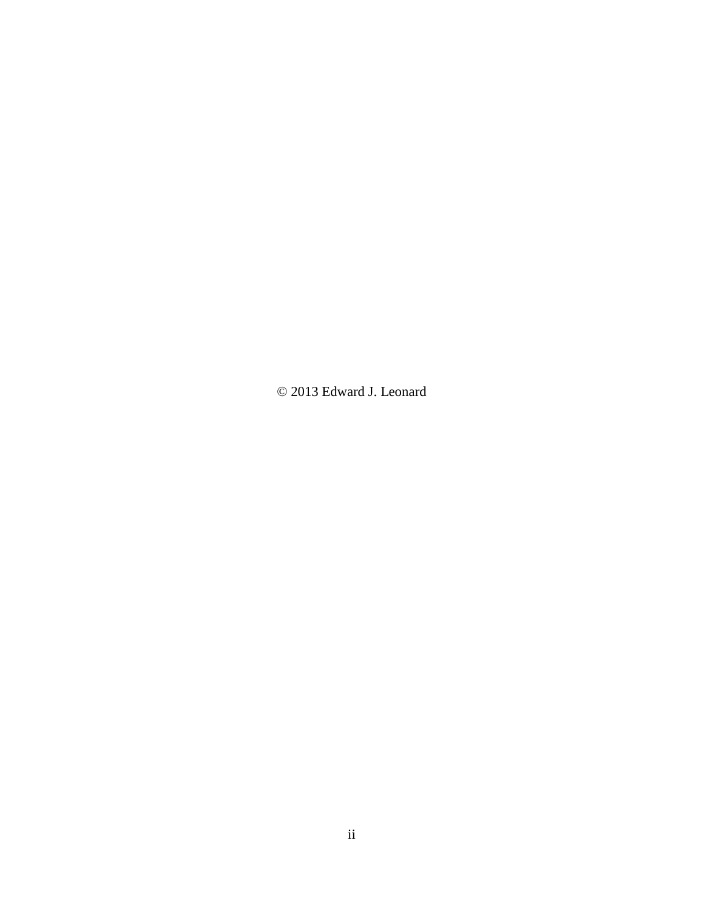© 2013 Edward J. Leonard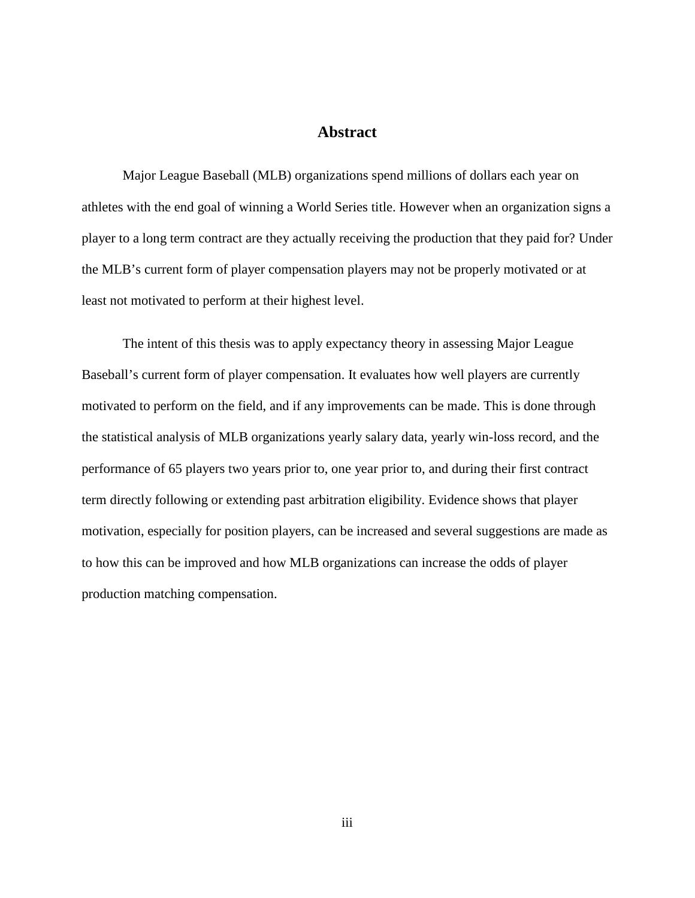# Abstract

Major League Baseball (MLB) organizations spend millions of dollars each year on athletes with the end goal of winning a World Series title. However when an organization signs a player to a long term contract are they actually receiving the production that they paid for? Under the MLB's current form of player compensation players may not be properly motivated or at least not motivated to perform at their highest level.

The intent of this thesis was to apply expectancy theory in assessing Major League Baseball's current form of player compensation. It evaluates how well players are currently motivated to perform on the field, and if any improvements can be made. This is done through the statistical analysis of MLB organizations yearly salary data, yearly win-loss record, and the performance of 65 players two years prior to, one year prior to, and during their first contract term directly following or extending past arbitration eligibility. Evidence shows that player motivation, especially for position players, can be increased and several suggestions are made as to how this can be improved and how MLB organizations can increase the odds of player production matching compensation.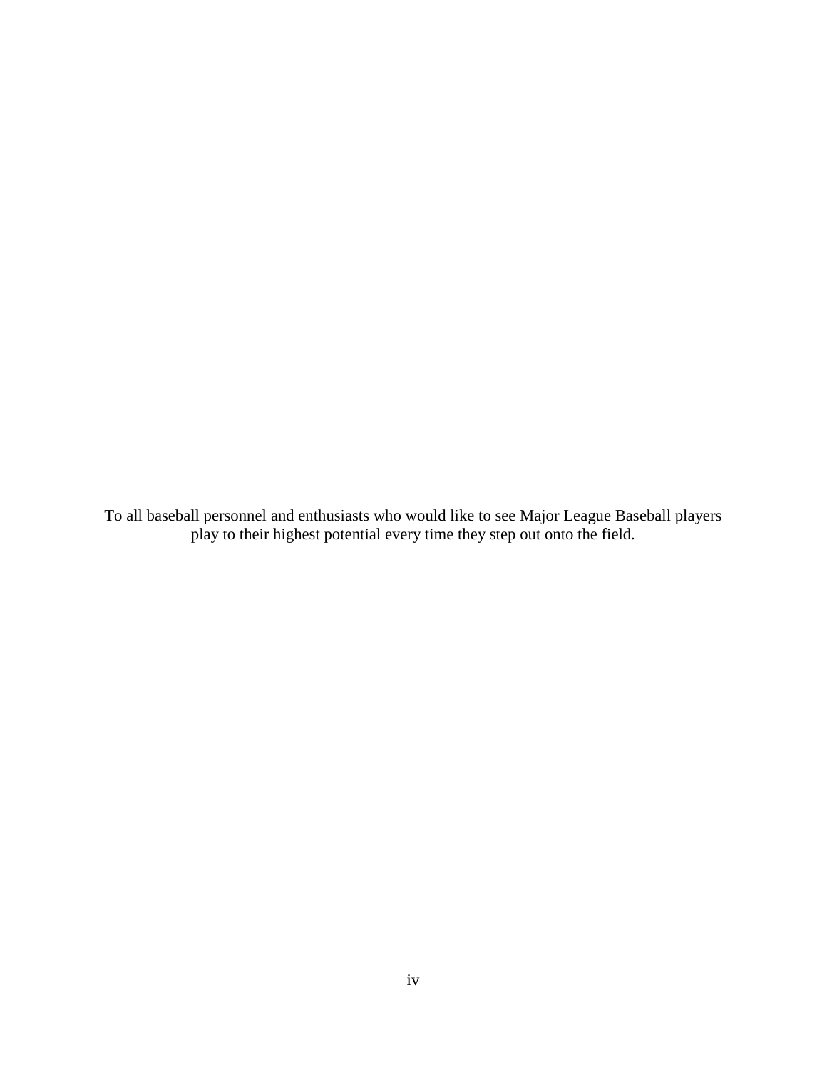To all baseball personnel and enthusiasts who would like to see Major League Baseball players play to their highest potential every time they step out onto the field.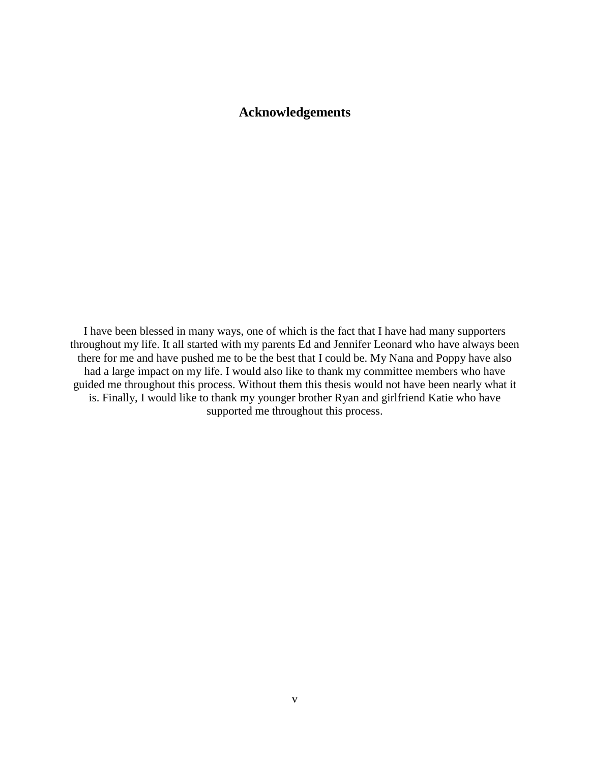# Acknowledgements

I have been blessed in many ways, one of which is the fact that I have had many supporters throughout my life. It all started with my parents Ed and Jennifer Leonard who have always been there for me and have pushed me to be the best that I could be. My Nana and Poppy have also had a large impact on my life. I would also like to thank my committee members who have guided me throughout this process. Without them this thesis would not have been nearly what it is. Finally, I would like to thank my younger brother Ryan and girlfriend Katie who have supported me throughout this process.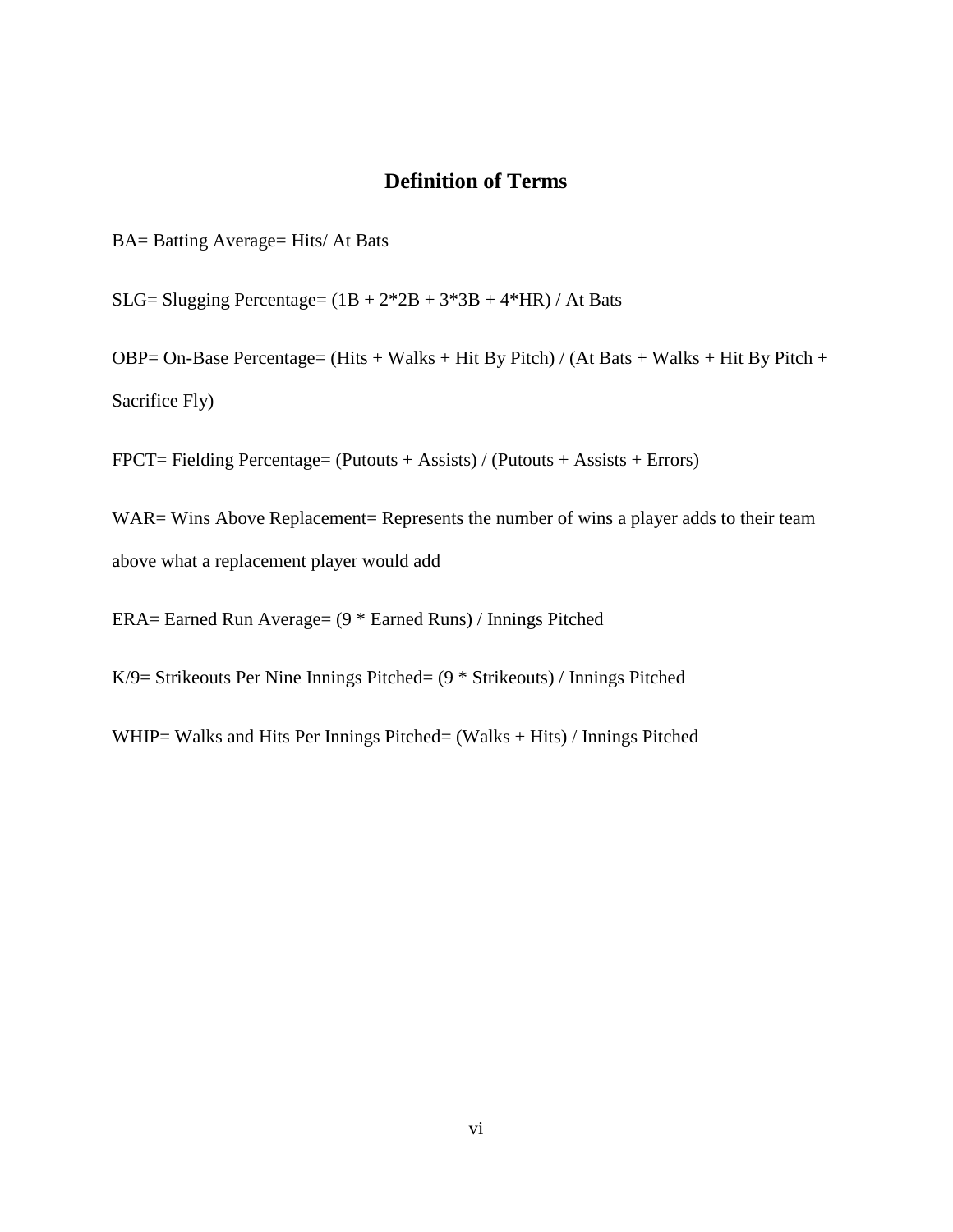## Definition of Terms

BA= Batting Average= Hits/ At Bats

SLG= Slugging Percentage= (1B + 2*2B + 3*3B + 4*HR) / At Bats

OBP= On-Base Percentage= (Hits + Walks + Hit By Pitch) / (At Bats + Walks + Hit By Pitch + Sacrifice Fly)

FPCT= Fielding Percentage= (Putouts + Assists) / (Putouts + Assists + Errors)

WAR= Wins Above Replacement= Represents the number of wins a player adds to their team above what a replacement player would add

ERA= Earned Run Average= (9 * Earned Runs) / Innings Pitched

K/9= Strikeouts Per Nine Innings Pitched= (9 * Strikeouts) / Innings Pitched

WHIP= Walks and Hits Per Innings Pitched= (Walks + Hits) / Innings Pitched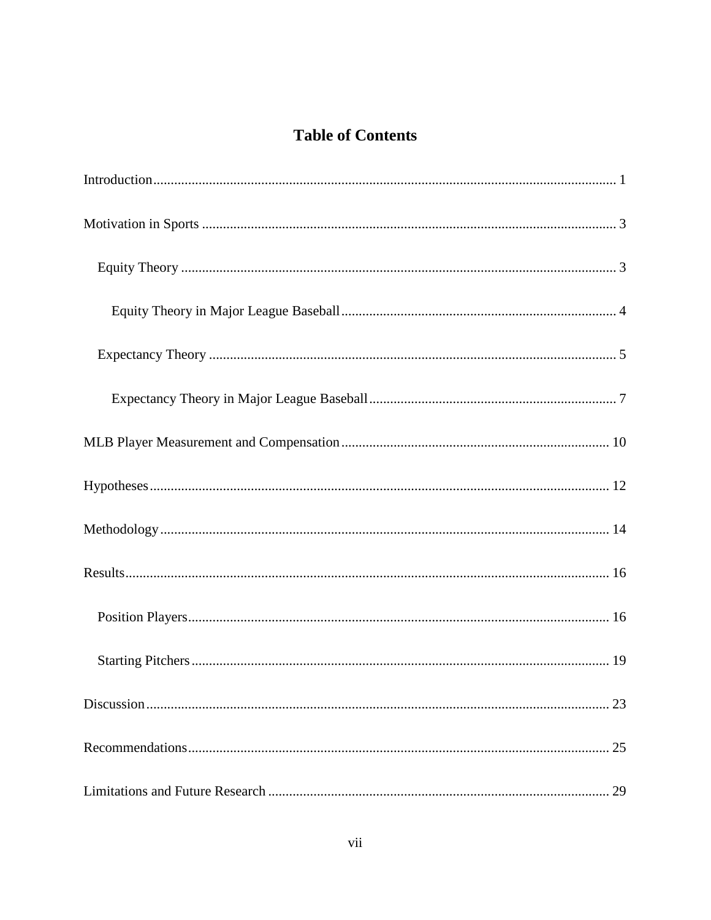# Table of Contents

Introduction ........................................................................................................................ 1

Motivation in Sports ........................................................................................................... 3

  Equity Theory ................................................................................................................ 3

    Equity Theory in Major League Baseball ................................................................. 4

  Expectancy Theory ......................................................................................................... 5

    Expectancy Theory in Major League Baseball .......................................................... 7

MLB Player Measurement and Compensation ................................................................ 10

Hypotheses ........................................................................................................................ 12

Methodology ..................................................................................................................... 14

Results ............................................................................................................................... 16

  Position Players ............................................................................................................. 16

  Starting Pitchers ............................................................................................................ 19

Discussion ......................................................................................................................... 23

Recommendations ............................................................................................................. 25

Limitations and Future Research ...................................................................................... 29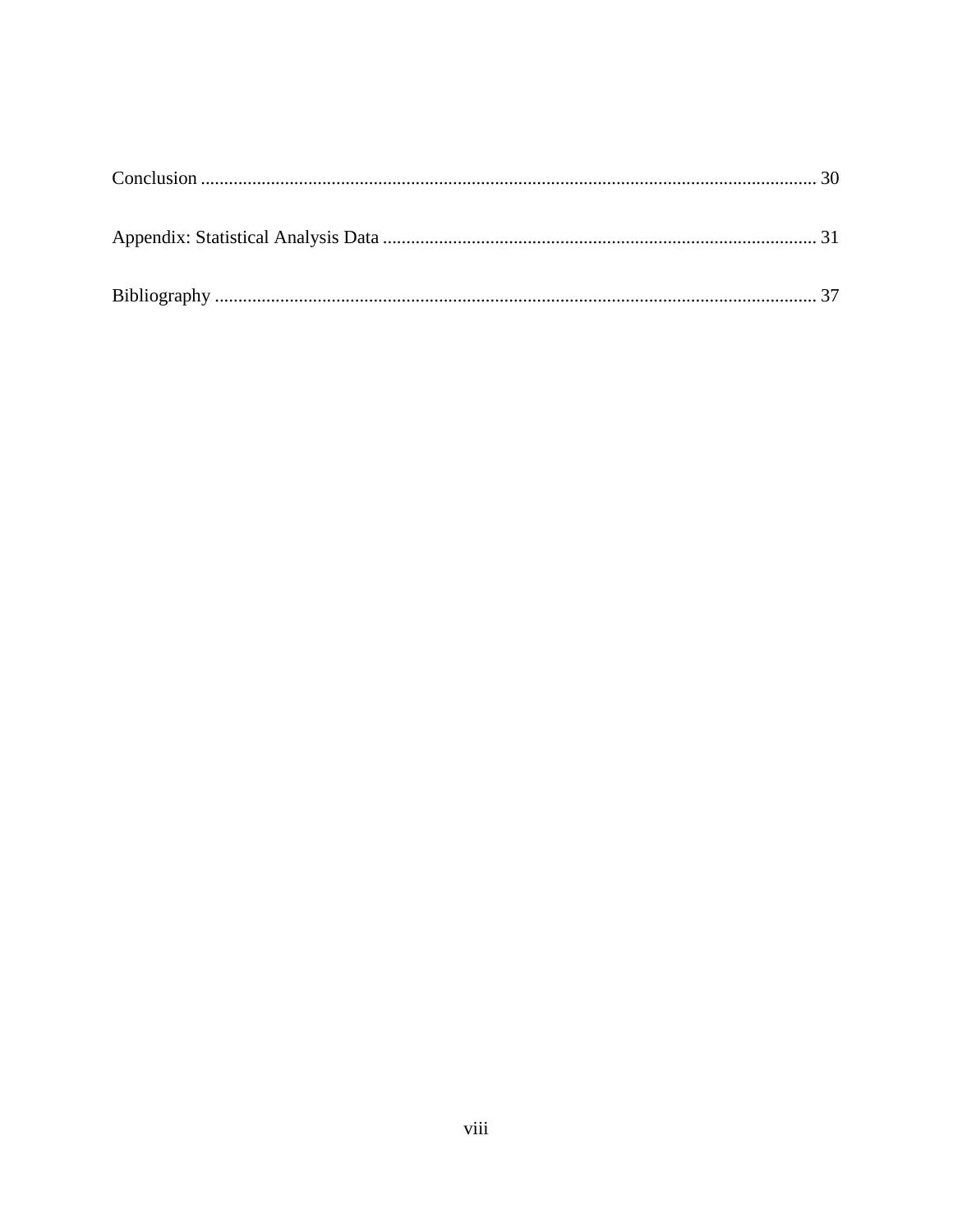Conclusion .................................................................................................................................. 30

Appendix: Statistical Analysis Data ............................................................................................ 31

Bibliography ............................................................................................................................... 37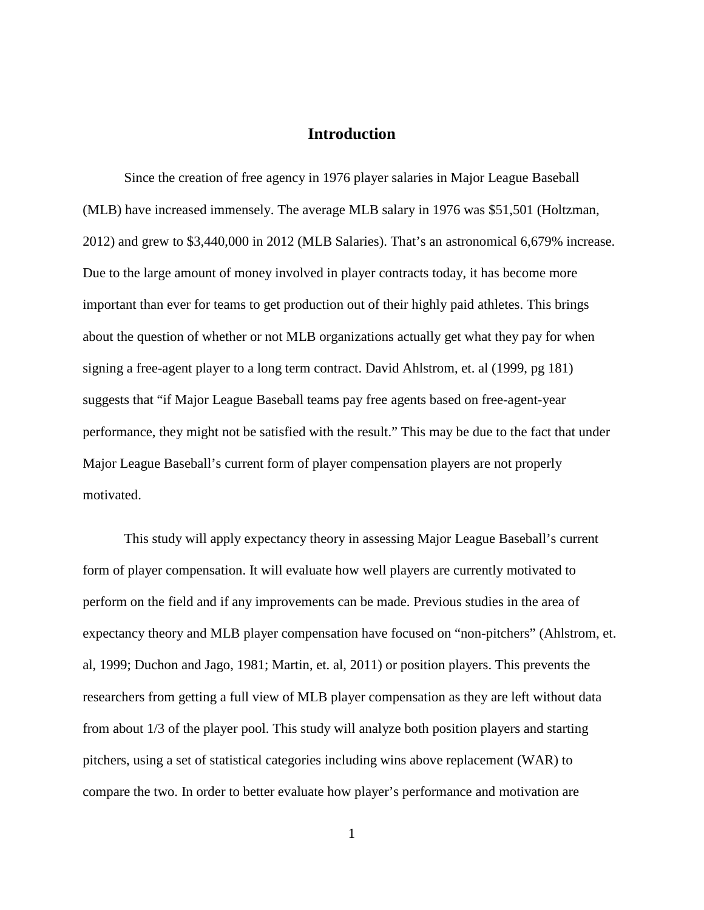# Introduction

Since the creation of free agency in 1976 player salaries in Major League Baseball (MLB) have increased immensely. The average MLB salary in 1976 was $51,501 (Holtzman, 2012) and grew to $3,440,000 in 2012 (MLB Salaries). That's an astronomical 6,679% increase. Due to the large amount of money involved in player contracts today, it has become more important than ever for teams to get production out of their highly paid athletes. This brings about the question of whether or not MLB organizations actually get what they pay for when signing a free-agent player to a long term contract. David Ahlstrom, et. al (1999, pg 181) suggests that "if Major League Baseball teams pay free agents based on free-agent-year performance, they might not be satisfied with the result." This may be due to the fact that under Major League Baseball's current form of player compensation players are not properly motivated.

This study will apply expectancy theory in assessing Major League Baseball's current form of player compensation. It will evaluate how well players are currently motivated to perform on the field and if any improvements can be made. Previous studies in the area of expectancy theory and MLB player compensation have focused on "non-pitchers" (Ahlstrom, et. al, 1999; Duchon and Jago, 1981; Martin, et. al, 2011) or position players. This prevents the researchers from getting a full view of MLB player compensation as they are left without data from about 1/3 of the player pool. This study will analyze both position players and starting pitchers, using a set of statistical categories including wins above replacement (WAR) to compare the two. In order to better evaluate how player's performance and motivation are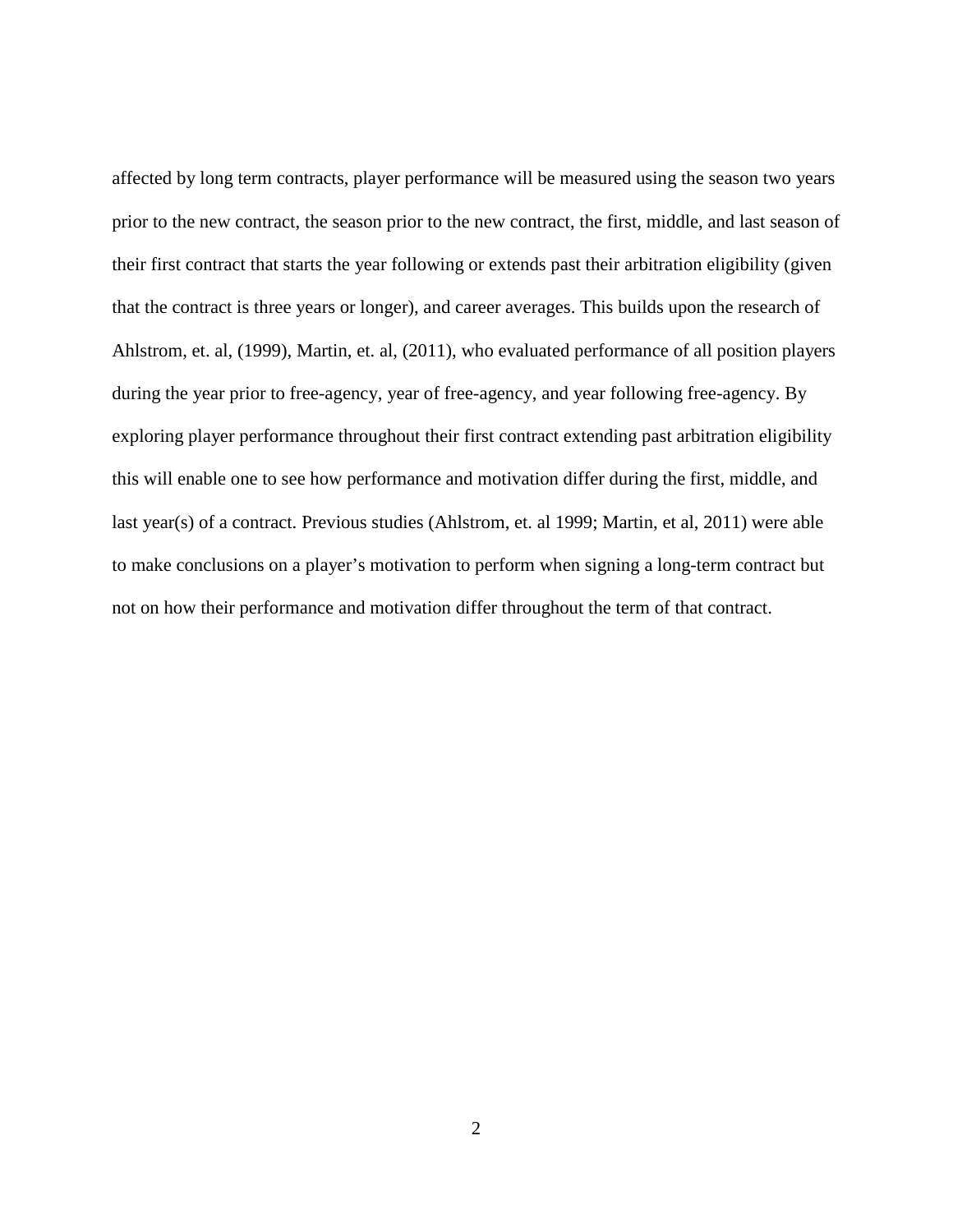affected by long term contracts, player performance will be measured using the season two years prior to the new contract, the season prior to the new contract, the first, middle, and last season of their first contract that starts the year following or extends past their arbitration eligibility (given that the contract is three years or longer), and career averages. This builds upon the research of Ahlstrom, et. al, (1999), Martin, et. al, (2011), who evaluated performance of all position players during the year prior to free-agency, year of free-agency, and year following free-agency. By exploring player performance throughout their first contract extending past arbitration eligibility this will enable one to see how performance and motivation differ during the first, middle, and last year(s) of a contract. Previous studies (Ahlstrom, et. al 1999; Martin, et al, 2011) were able to make conclusions on a player's motivation to perform when signing a long-term contract but not on how their performance and motivation differ throughout the term of that contract.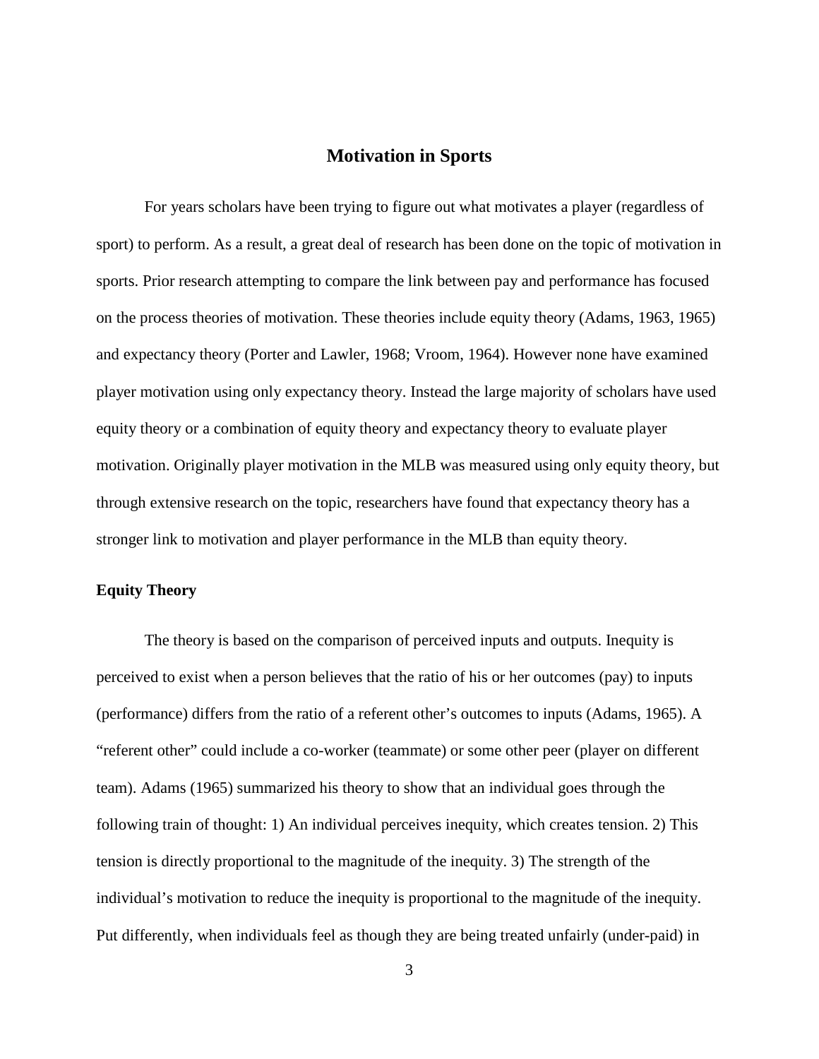# Motivation in Sports

For years scholars have been trying to figure out what motivates a player (regardless of sport) to perform. As a result, a great deal of research has been done on the topic of motivation in sports. Prior research attempting to compare the link between pay and performance has focused on the process theories of motivation. These theories include equity theory (Adams, 1963, 1965) and expectancy theory (Porter and Lawler, 1968; Vroom, 1964). However none have examined player motivation using only expectancy theory. Instead the large majority of scholars have used equity theory or a combination of equity theory and expectancy theory to evaluate player motivation. Originally player motivation in the MLB was measured using only equity theory, but through extensive research on the topic, researchers have found that expectancy theory has a stronger link to motivation and player performance in the MLB than equity theory.

## Equity Theory

The theory is based on the comparison of perceived inputs and outputs. Inequity is perceived to exist when a person believes that the ratio of his or her outcomes (pay) to inputs (performance) differs from the ratio of a referent other's outcomes to inputs (Adams, 1965). A "referent other" could include a co-worker (teammate) or some other peer (player on different team). Adams (1965) summarized his theory to show that an individual goes through the following train of thought: 1) An individual perceives inequity, which creates tension. 2) This tension is directly proportional to the magnitude of the inequity. 3) The strength of the individual's motivation to reduce the inequity is proportional to the magnitude of the inequity. Put differently, when individuals feel as though they are being treated unfairly (under-paid) in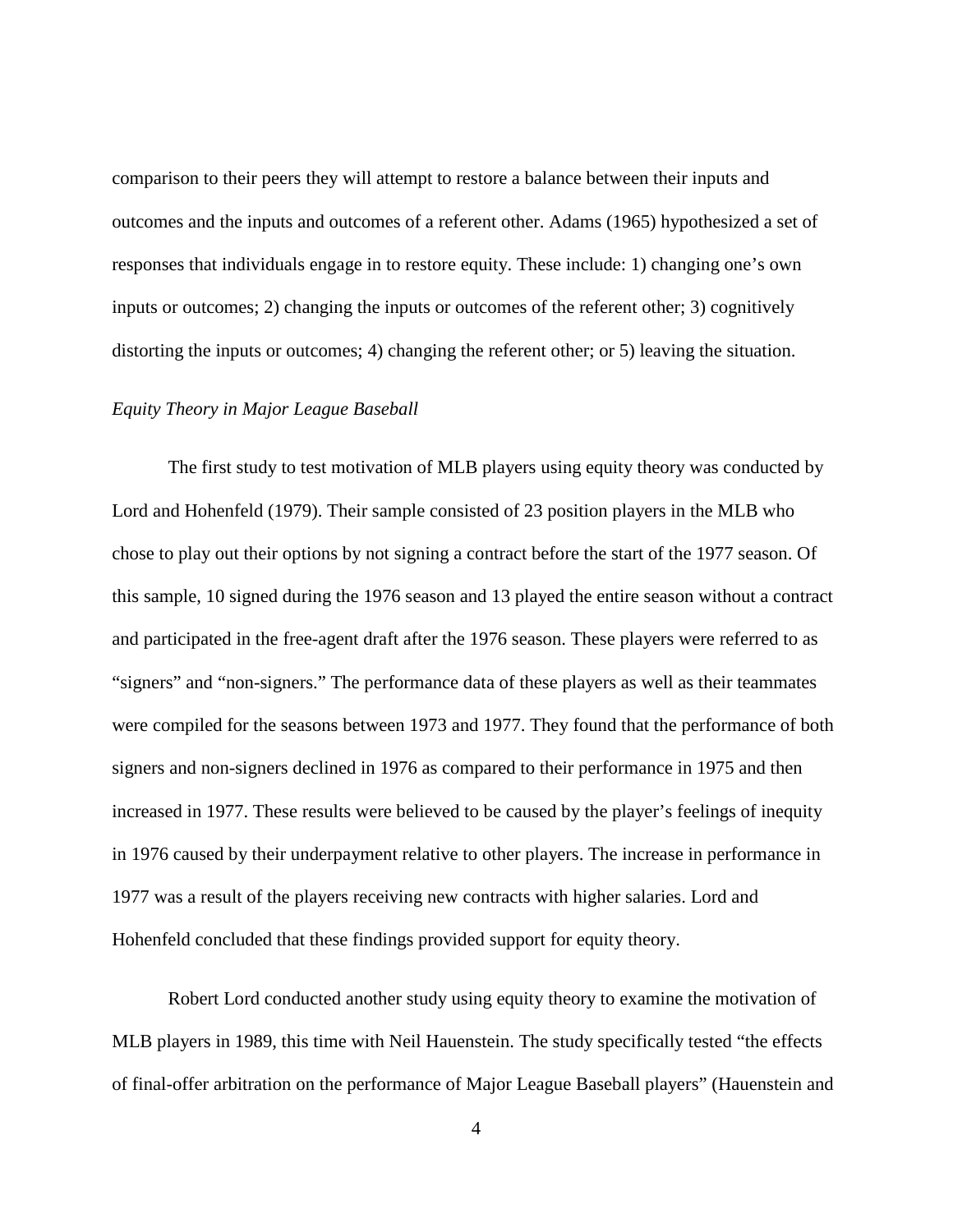comparison to their peers they will attempt to restore a balance between their inputs and outcomes and the inputs and outcomes of a referent other. Adams (1965) hypothesized a set of responses that individuals engage in to restore equity. These include: 1) changing one's own inputs or outcomes; 2) changing the inputs or outcomes of the referent other; 3) cognitively distorting the inputs or outcomes; 4) changing the referent other; or 5) leaving the situation.

*Equity Theory in Major League Baseball*

The first study to test motivation of MLB players using equity theory was conducted by Lord and Hohenfeld (1979). Their sample consisted of 23 position players in the MLB who chose to play out their options by not signing a contract before the start of the 1977 season. Of this sample, 10 signed during the 1976 season and 13 played the entire season without a contract and participated in the free-agent draft after the 1976 season. These players were referred to as "signers" and "non-signers." The performance data of these players as well as their teammates were compiled for the seasons between 1973 and 1977. They found that the performance of both signers and non-signers declined in 1976 as compared to their performance in 1975 and then increased in 1977. These results were believed to be caused by the player's feelings of inequity in 1976 caused by their underpayment relative to other players. The increase in performance in 1977 was a result of the players receiving new contracts with higher salaries. Lord and Hohenfeld concluded that these findings provided support for equity theory.

Robert Lord conducted another study using equity theory to examine the motivation of MLB players in 1989, this time with Neil Hauenstein. The study specifically tested "the effects of final-offer arbitration on the performance of Major League Baseball players" (Hauenstein and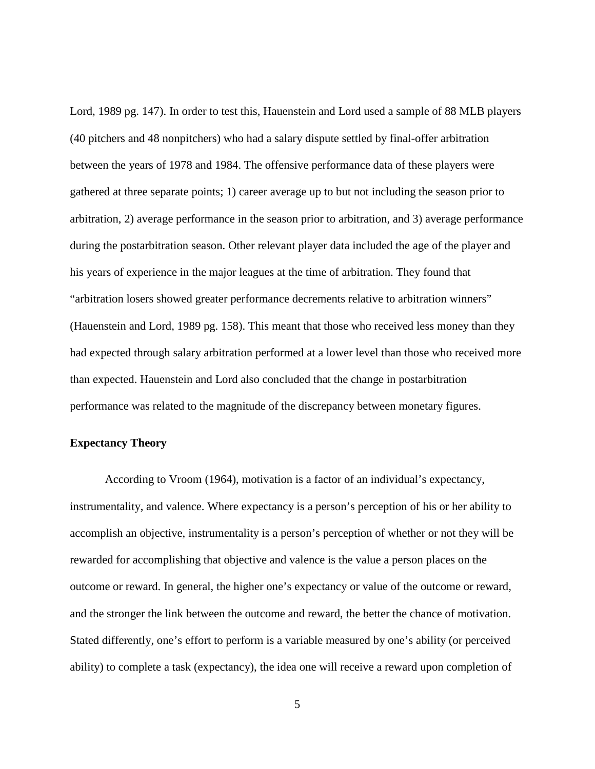Lord, 1989 pg. 147). In order to test this, Hauenstein and Lord used a sample of 88 MLB players (40 pitchers and 48 nonpitchers) who had a salary dispute settled by final-offer arbitration between the years of 1978 and 1984. The offensive performance data of these players were gathered at three separate points; 1) career average up to but not including the season prior to arbitration, 2) average performance in the season prior to arbitration, and 3) average performance during the postarbitration season. Other relevant player data included the age of the player and his years of experience in the major leagues at the time of arbitration. They found that "arbitration losers showed greater performance decrements relative to arbitration winners" (Hauenstein and Lord, 1989 pg. 158). This meant that those who received less money than they had expected through salary arbitration performed at a lower level than those who received more than expected. Hauenstein and Lord also concluded that the change in postarbitration performance was related to the magnitude of the discrepancy between monetary figures.

### Expectancy Theory

According to Vroom (1964), motivation is a factor of an individual's expectancy, instrumentality, and valence. Where expectancy is a person's perception of his or her ability to accomplish an objective, instrumentality is a person's perception of whether or not they will be rewarded for accomplishing that objective and valence is the value a person places on the outcome or reward. In general, the higher one's expectancy or value of the outcome or reward, and the stronger the link between the outcome and reward, the better the chance of motivation. Stated differently, one's effort to perform is a variable measured by one's ability (or perceived ability) to complete a task (expectancy), the idea one will receive a reward upon completion of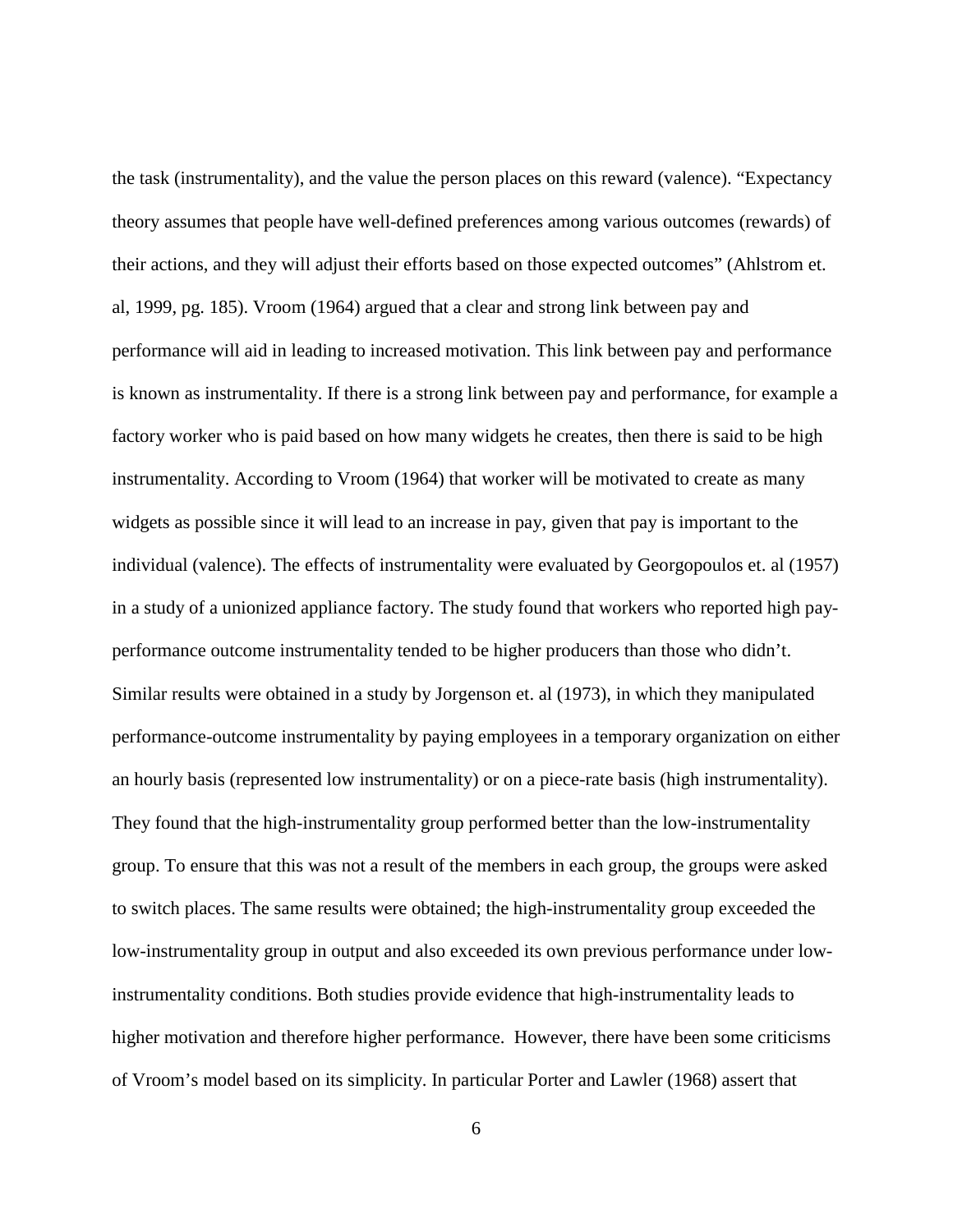the task (instrumentality), and the value the person places on this reward (valence). "Expectancy theory assumes that people have well-defined preferences among various outcomes (rewards) of their actions, and they will adjust their efforts based on those expected outcomes" (Ahlstrom et. al, 1999, pg. 185). Vroom (1964) argued that a clear and strong link between pay and performance will aid in leading to increased motivation. This link between pay and performance is known as instrumentality. If there is a strong link between pay and performance, for example a factory worker who is paid based on how many widgets he creates, then there is said to be high instrumentality. According to Vroom (1964) that worker will be motivated to create as many widgets as possible since it will lead to an increase in pay, given that pay is important to the individual (valence). The effects of instrumentality were evaluated by Georgopoulos et. al (1957) in a study of a unionized appliance factory. The study found that workers who reported high pay-performance outcome instrumentality tended to be higher producers than those who didn't. Similar results were obtained in a study by Jorgenson et. al (1973), in which they manipulated performance-outcome instrumentality by paying employees in a temporary organization on either an hourly basis (represented low instrumentality) or on a piece-rate basis (high instrumentality). They found that the high-instrumentality group performed better than the low-instrumentality group. To ensure that this was not a result of the members in each group, the groups were asked to switch places. The same results were obtained; the high-instrumentality group exceeded the low-instrumentality group in output and also exceeded its own previous performance under low-instrumentality conditions. Both studies provide evidence that high-instrumentality leads to higher motivation and therefore higher performance. However, there have been some criticisms of Vroom's model based on its simplicity. In particular Porter and Lawler (1968) assert that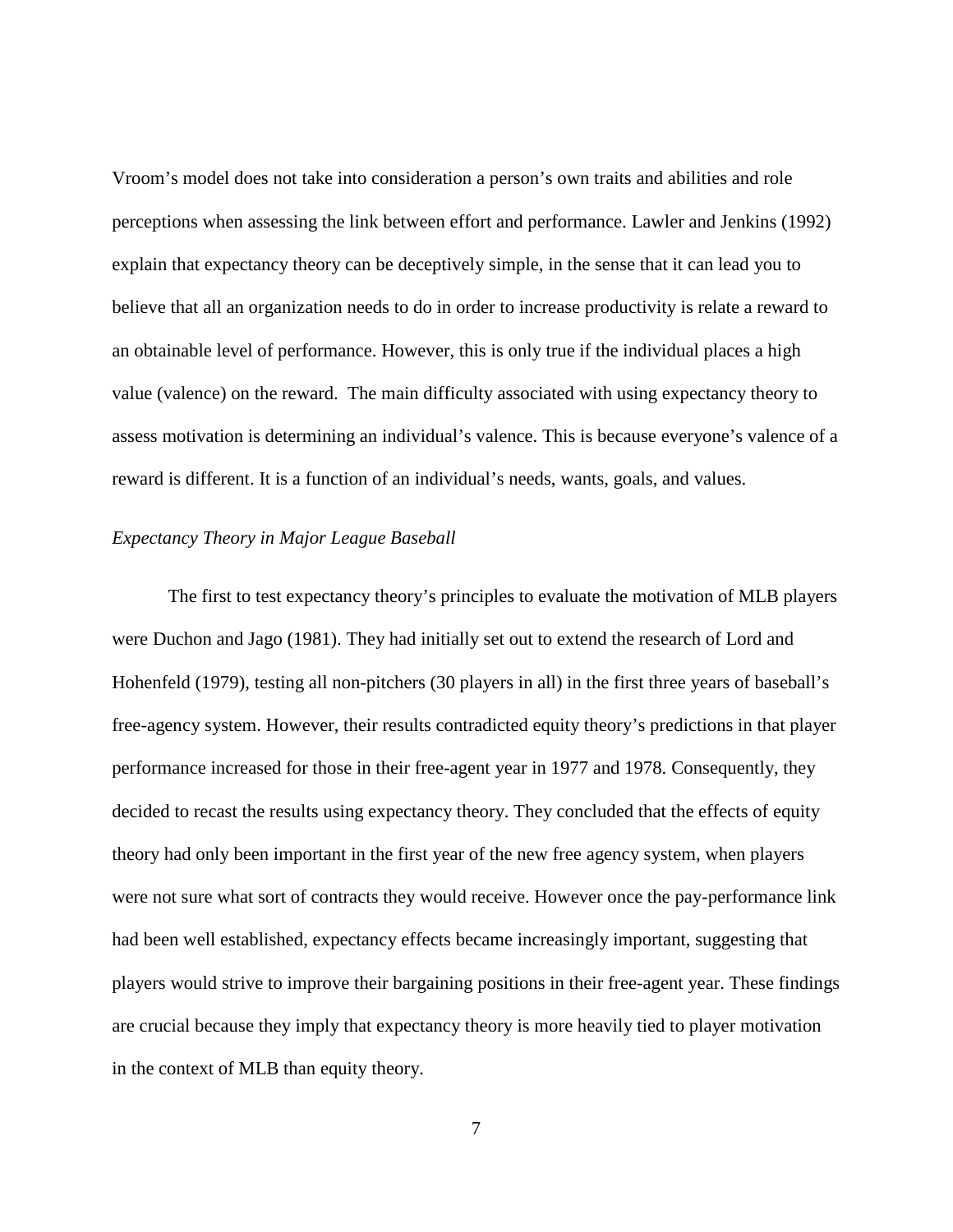Vroom's model does not take into consideration a person's own traits and abilities and role perceptions when assessing the link between effort and performance. Lawler and Jenkins (1992) explain that expectancy theory can be deceptively simple, in the sense that it can lead you to believe that all an organization needs to do in order to increase productivity is relate a reward to an obtainable level of performance. However, this is only true if the individual places a high value (valence) on the reward. The main difficulty associated with using expectancy theory to assess motivation is determining an individual's valence. This is because everyone's valence of a reward is different. It is a function of an individual's needs, wants, goals, and values.

*Expectancy Theory in Major League Baseball*

The first to test expectancy theory's principles to evaluate the motivation of MLB players were Duchon and Jago (1981). They had initially set out to extend the research of Lord and Hohenfeld (1979), testing all non-pitchers (30 players in all) in the first three years of baseball's free-agency system. However, their results contradicted equity theory's predictions in that player performance increased for those in their free-agent year in 1977 and 1978. Consequently, they decided to recast the results using expectancy theory. They concluded that the effects of equity theory had only been important in the first year of the new free agency system, when players were not sure what sort of contracts they would receive. However once the pay-performance link had been well established, expectancy effects became increasingly important, suggesting that players would strive to improve their bargaining positions in their free-agent year. These findings are crucial because they imply that expectancy theory is more heavily tied to player motivation in the context of MLB than equity theory.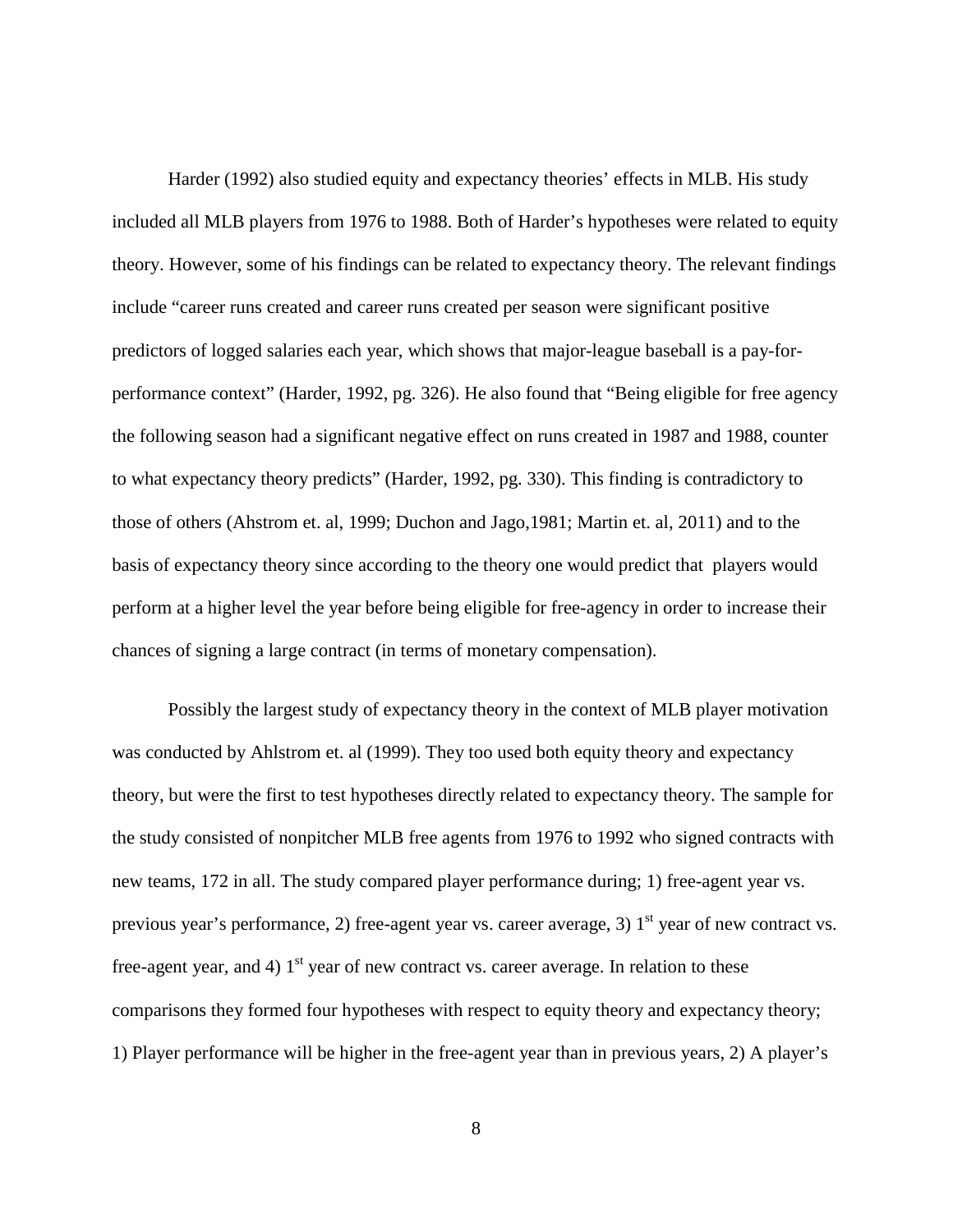Harder (1992) also studied equity and expectancy theories' effects in MLB. His study included all MLB players from 1976 to 1988. Both of Harder's hypotheses were related to equity theory. However, some of his findings can be related to expectancy theory. The relevant findings include "career runs created and career runs created per season were significant positive predictors of logged salaries each year, which shows that major-league baseball is a pay-for-performance context" (Harder, 1992, pg. 326). He also found that "Being eligible for free agency the following season had a significant negative effect on runs created in 1987 and 1988, counter to what expectancy theory predicts" (Harder, 1992, pg. 330). This finding is contradictory to those of others (Ahstrom et. al, 1999; Duchon and Jago,1981; Martin et. al, 2011) and to the basis of expectancy theory since according to the theory one would predict that players would perform at a higher level the year before being eligible for free-agency in order to increase their chances of signing a large contract (in terms of monetary compensation).

Possibly the largest study of expectancy theory in the context of MLB player motivation was conducted by Ahlstrom et. al (1999). They too used both equity theory and expectancy theory, but were the first to test hypotheses directly related to expectancy theory. The sample for the study consisted of nonpitcher MLB free agents from 1976 to 1992 who signed contracts with new teams, 172 in all. The study compared player performance during; 1) free-agent year vs. previous year's performance, 2) free-agent year vs. career average, 3) 1st year of new contract vs. free-agent year, and 4) 1st year of new contract vs. career average. In relation to these comparisons they formed four hypotheses with respect to equity theory and expectancy theory; 1) Player performance will be higher in the free-agent year than in previous years, 2) A player's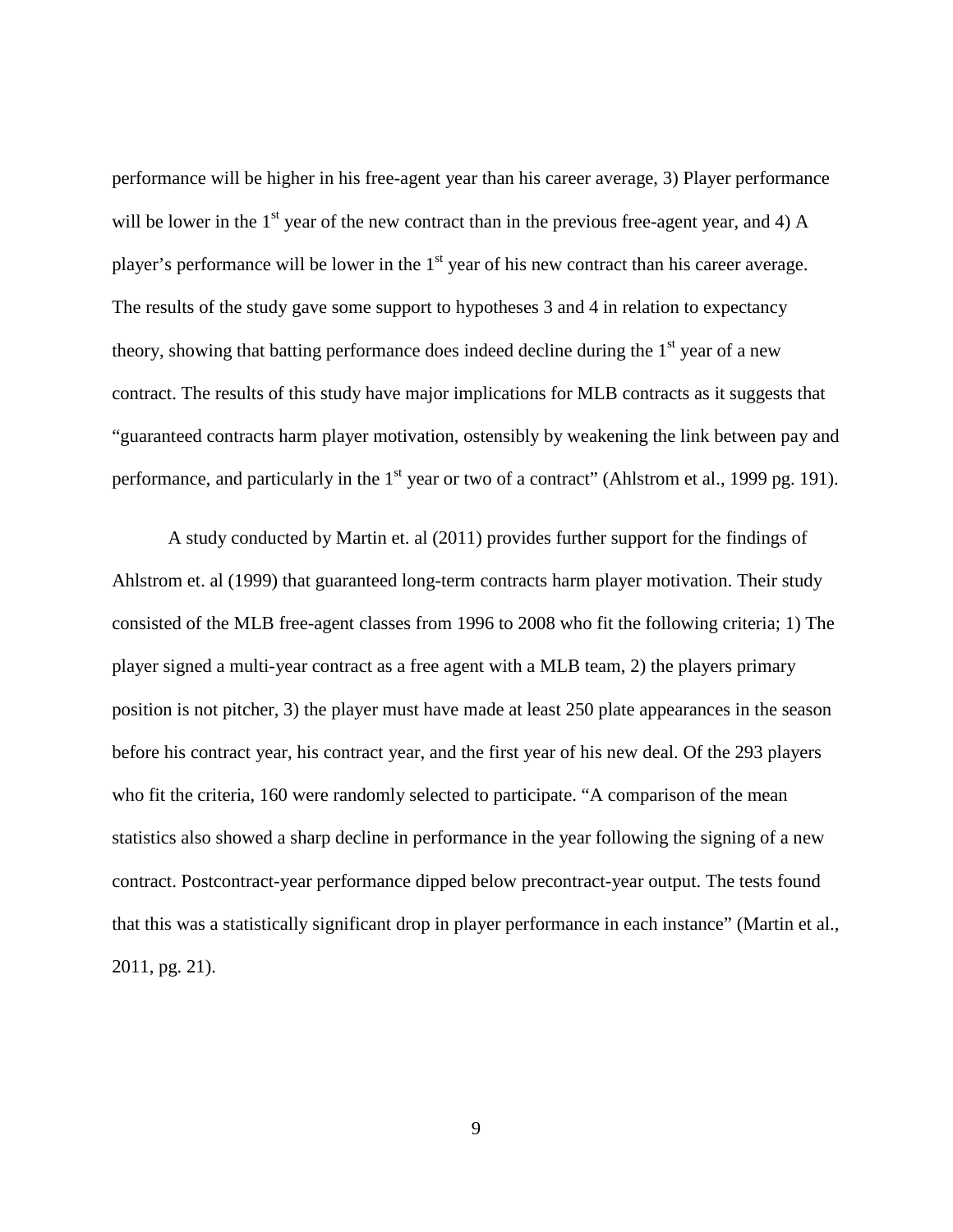performance will be higher in his free-agent year than his career average, 3) Player performance will be lower in the 1st year of the new contract than in the previous free-agent year, and 4) A player's performance will be lower in the 1st year of his new contract than his career average. The results of the study gave some support to hypotheses 3 and 4 in relation to expectancy theory, showing that batting performance does indeed decline during the 1st year of a new contract. The results of this study have major implications for MLB contracts as it suggests that "guaranteed contracts harm player motivation, ostensibly by weakening the link between pay and performance, and particularly in the 1st year or two of a contract" (Ahlstrom et al., 1999 pg. 191).

A study conducted by Martin et. al (2011) provides further support for the findings of Ahlstrom et. al (1999) that guaranteed long-term contracts harm player motivation. Their study consisted of the MLB free-agent classes from 1996 to 2008 who fit the following criteria; 1) The player signed a multi-year contract as a free agent with a MLB team, 2) the players primary position is not pitcher, 3) the player must have made at least 250 plate appearances in the season before his contract year, his contract year, and the first year of his new deal. Of the 293 players who fit the criteria, 160 were randomly selected to participate. "A comparison of the mean statistics also showed a sharp decline in performance in the year following the signing of a new contract. Postcontract-year performance dipped below precontract-year output. The tests found that this was a statistically significant drop in player performance in each instance" (Martin et al., 2011, pg. 21).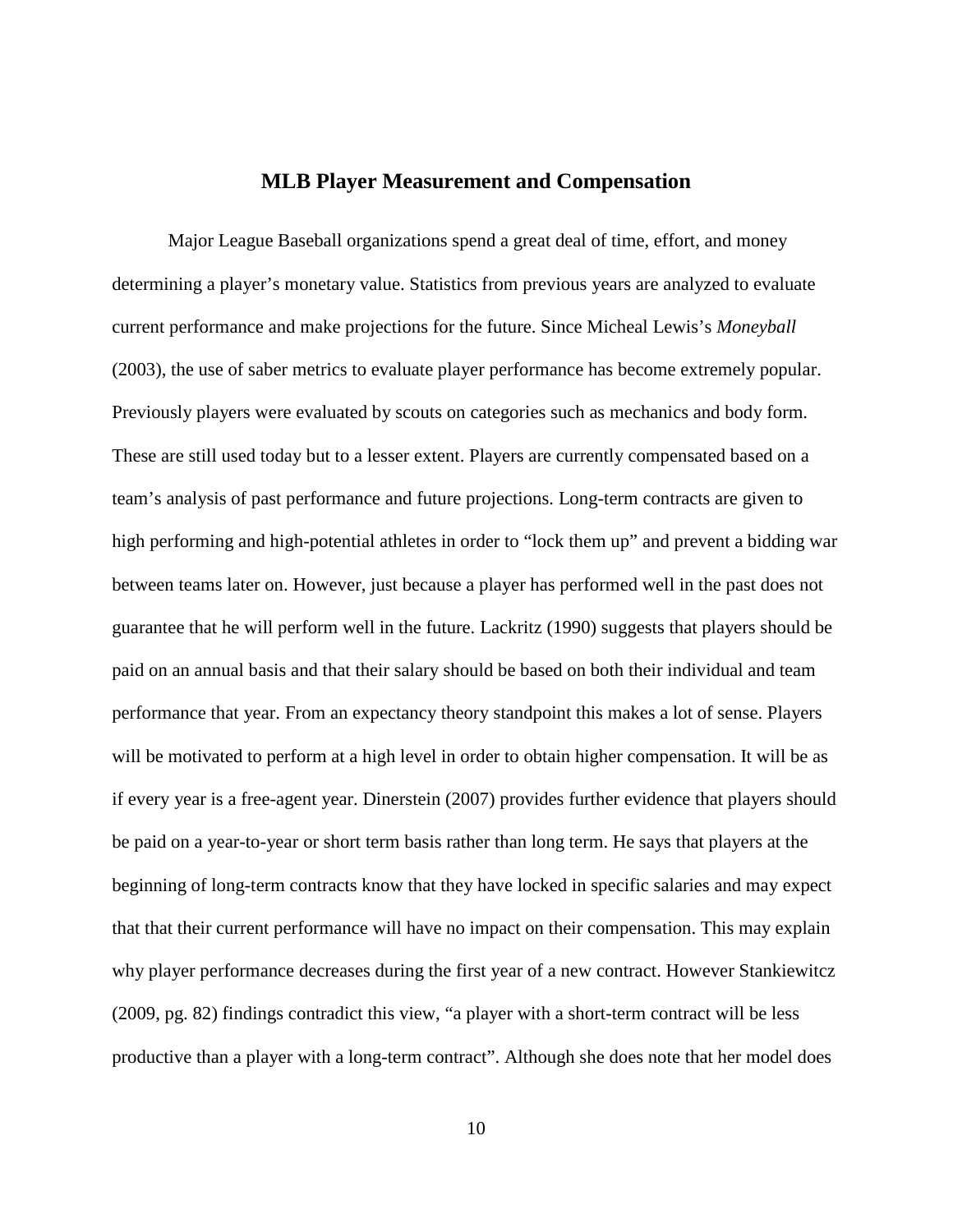## MLB Player Measurement and Compensation

Major League Baseball organizations spend a great deal of time, effort, and money determining a player's monetary value. Statistics from previous years are analyzed to evaluate current performance and make projections for the future. Since Micheal Lewis's *Moneyball* (2003), the use of saber metrics to evaluate player performance has become extremely popular. Previously players were evaluated by scouts on categories such as mechanics and body form. These are still used today but to a lesser extent. Players are currently compensated based on a team's analysis of past performance and future projections. Long-term contracts are given to high performing and high-potential athletes in order to "lock them up" and prevent a bidding war between teams later on. However, just because a player has performed well in the past does not guarantee that he will perform well in the future. Lackritz (1990) suggests that players should be paid on an annual basis and that their salary should be based on both their individual and team performance that year. From an expectancy theory standpoint this makes a lot of sense. Players will be motivated to perform at a high level in order to obtain higher compensation. It will be as if every year is a free-agent year. Dinerstein (2007) provides further evidence that players should be paid on a year-to-year or short term basis rather than long term. He says that players at the beginning of long-term contracts know that they have locked in specific salaries and may expect that that their current performance will have no impact on their compensation. This may explain why player performance decreases during the first year of a new contract. However Stankiewitcz (2009, pg. 82) findings contradict this view, "a player with a short-term contract will be less productive than a player with a long-term contract". Although she does note that her model does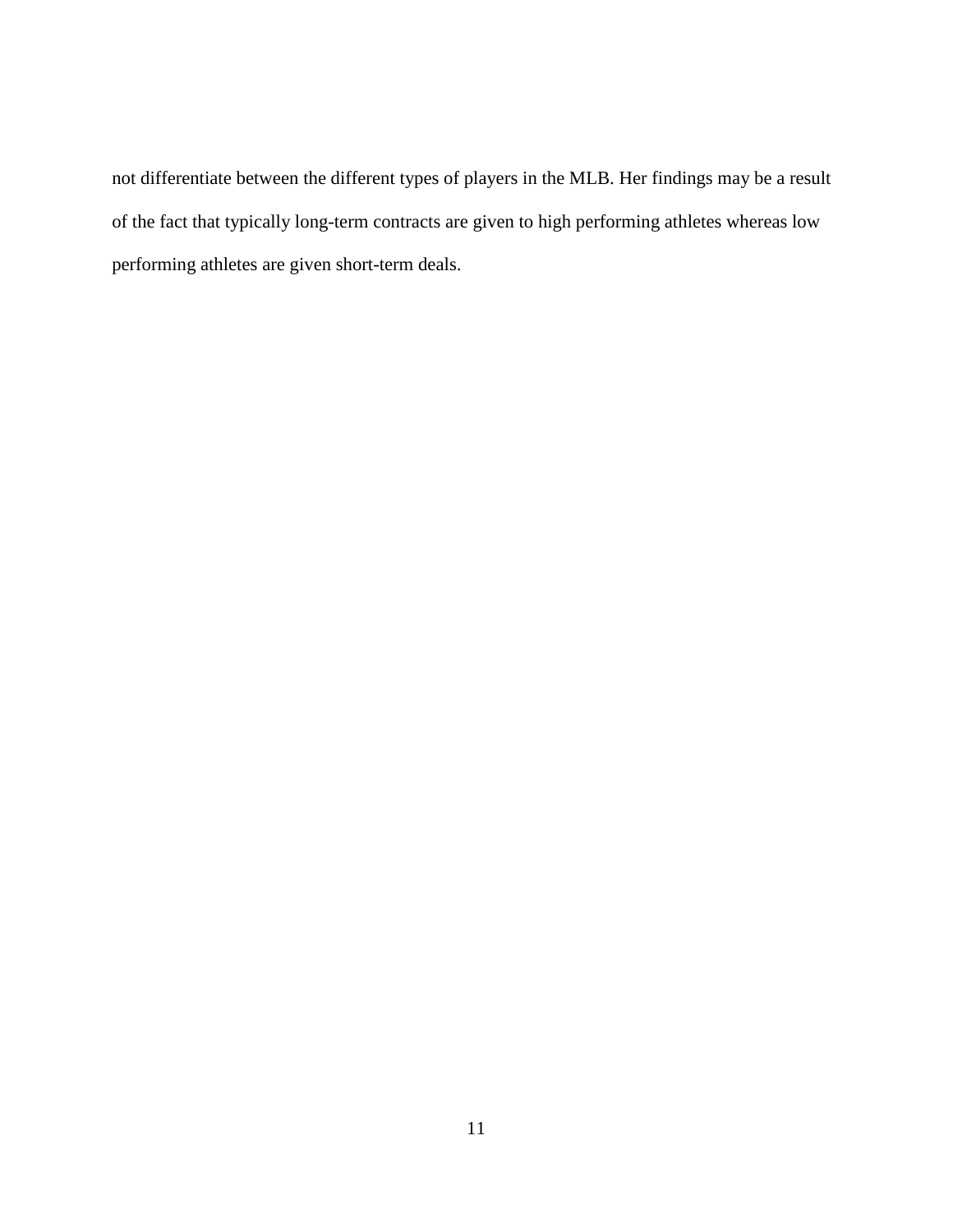not differentiate between the different types of players in the MLB. Her findings may be a result of the fact that typically long-term contracts are given to high performing athletes whereas low performing athletes are given short-term deals.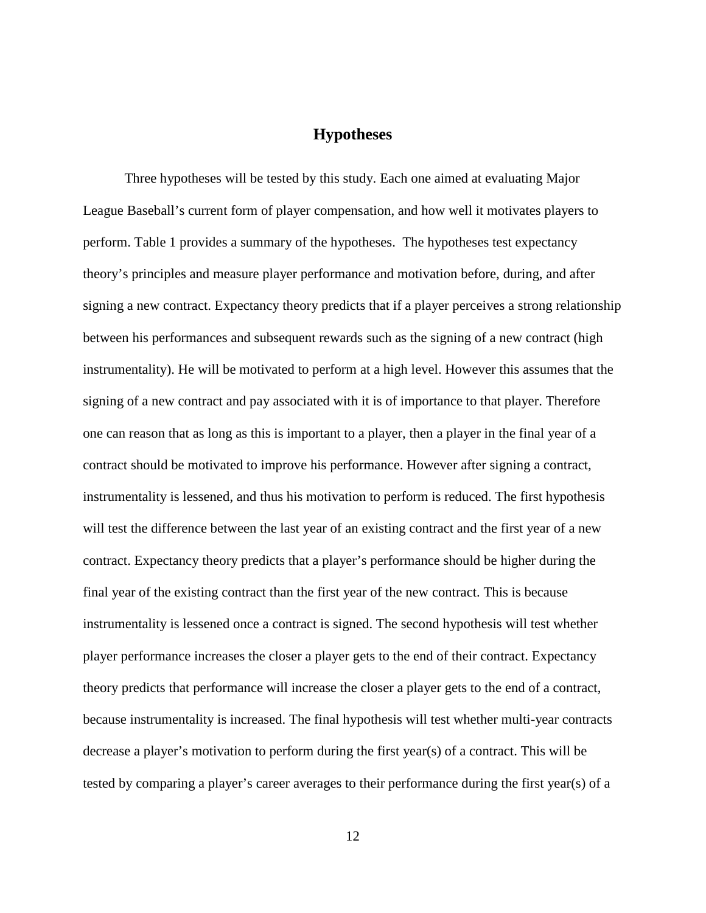## Hypotheses

Three hypotheses will be tested by this study. Each one aimed at evaluating Major League Baseball's current form of player compensation, and how well it motivates players to perform. Table 1 provides a summary of the hypotheses. The hypotheses test expectancy theory's principles and measure player performance and motivation before, during, and after signing a new contract. Expectancy theory predicts that if a player perceives a strong relationship between his performances and subsequent rewards such as the signing of a new contract (high instrumentality). He will be motivated to perform at a high level. However this assumes that the signing of a new contract and pay associated with it is of importance to that player. Therefore one can reason that as long as this is important to a player, then a player in the final year of a contract should be motivated to improve his performance. However after signing a contract, instrumentality is lessened, and thus his motivation to perform is reduced. The first hypothesis will test the difference between the last year of an existing contract and the first year of a new contract. Expectancy theory predicts that a player's performance should be higher during the final year of the existing contract than the first year of the new contract. This is because instrumentality is lessened once a contract is signed. The second hypothesis will test whether player performance increases the closer a player gets to the end of their contract. Expectancy theory predicts that performance will increase the closer a player gets to the end of a contract, because instrumentality is increased. The final hypothesis will test whether multi-year contracts decrease a player's motivation to perform during the first year(s) of a contract. This will be tested by comparing a player's career averages to their performance during the first year(s) of a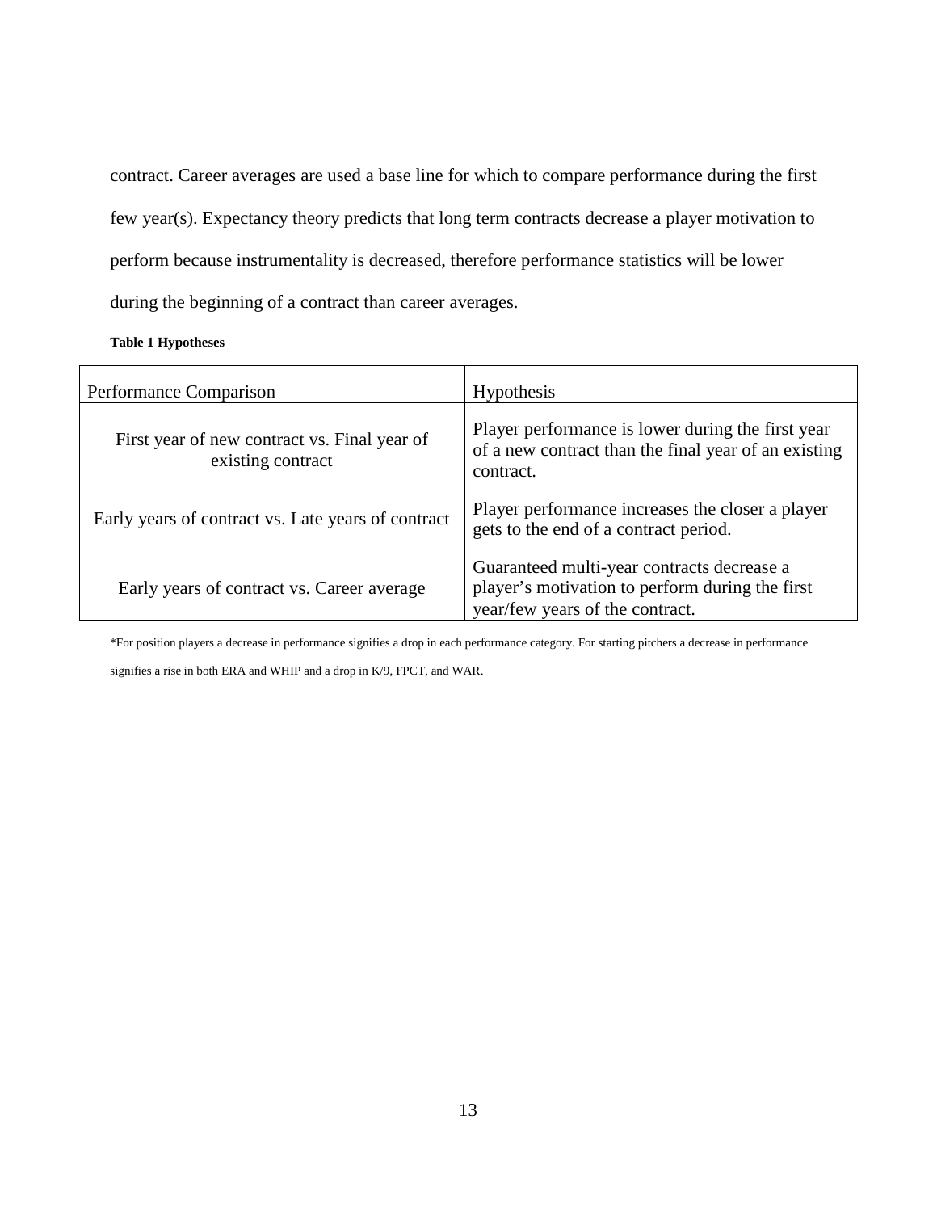contract. Career averages are used a base line for which to compare performance during the first few year(s). Expectancy theory predicts that long term contracts decrease a player motivation to perform because instrumentality is decreased, therefore performance statistics will be lower during the beginning of a contract than career averages.

**Table 1 Hypotheses**

| Performance Comparison | Hypothesis |
| --- | --- |
| First year of new contract vs. Final year of existing contract | Player performance is lower during the first year of a new contract than the final year of an existing contract. |
| Early years of contract vs. Late years of contract | Player performance increases the closer a player gets to the end of a contract period. |
| Early years of contract vs. Career average | Guaranteed multi-year contracts decrease a player's motivation to perform during the first year/few years of the contract. |

*For position players a decrease in performance signifies a drop in each performance category. For starting pitchers a decrease in performance signifies a rise in both ERA and WHIP and a drop in K/9, FPCT, and WAR.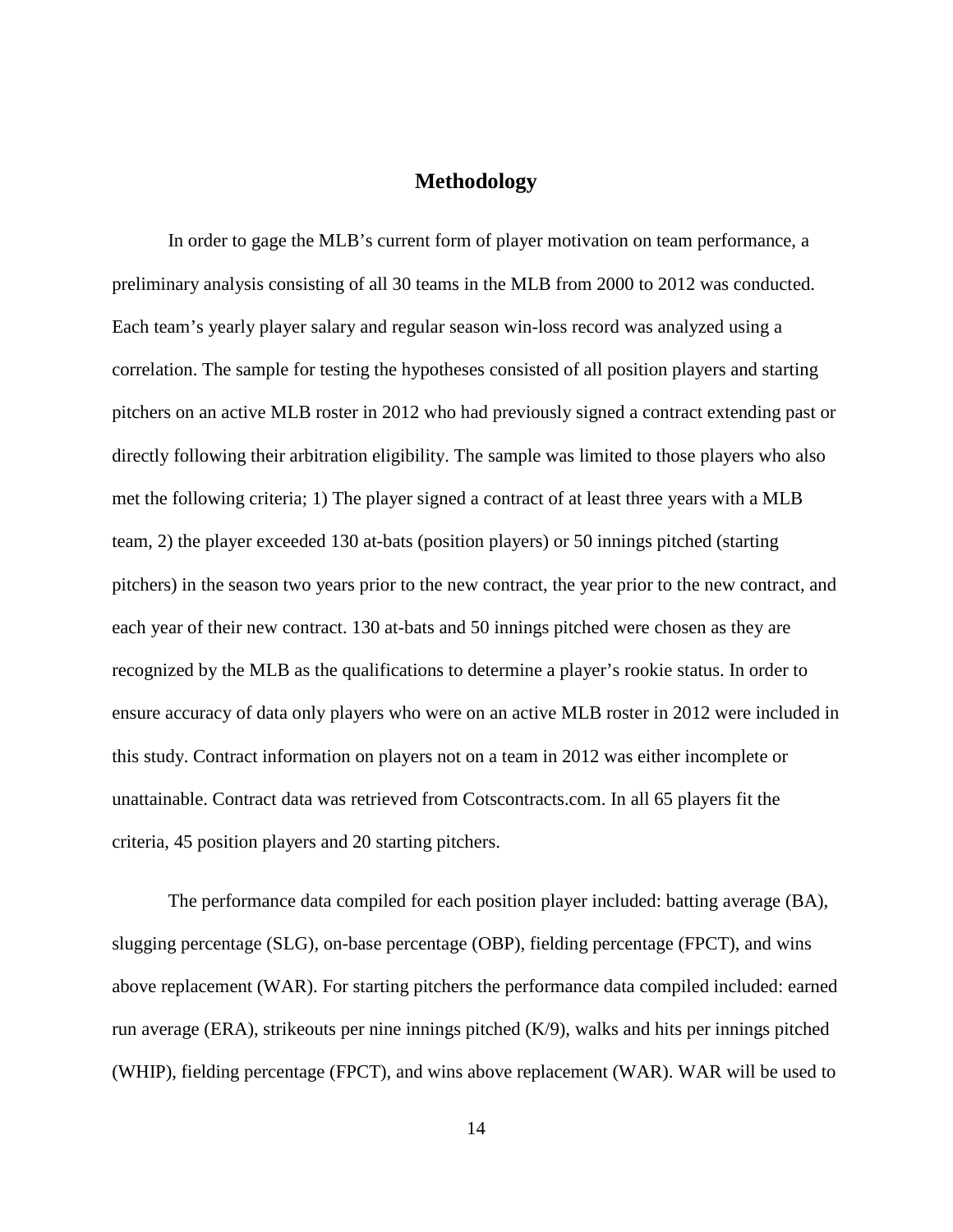# Methodology

In order to gage the MLB's current form of player motivation on team performance, a preliminary analysis consisting of all 30 teams in the MLB from 2000 to 2012 was conducted. Each team's yearly player salary and regular season win-loss record was analyzed using a correlation. The sample for testing the hypotheses consisted of all position players and starting pitchers on an active MLB roster in 2012 who had previously signed a contract extending past or directly following their arbitration eligibility. The sample was limited to those players who also met the following criteria; 1) The player signed a contract of at least three years with a MLB team, 2) the player exceeded 130 at-bats (position players) or 50 innings pitched (starting pitchers) in the season two years prior to the new contract, the year prior to the new contract, and each year of their new contract. 130 at-bats and 50 innings pitched were chosen as they are recognized by the MLB as the qualifications to determine a player's rookie status. In order to ensure accuracy of data only players who were on an active MLB roster in 2012 were included in this study. Contract information on players not on a team in 2012 was either incomplete or unattainable. Contract data was retrieved from Cotscontracts.com. In all 65 players fit the criteria, 45 position players and 20 starting pitchers.

The performance data compiled for each position player included: batting average (BA), slugging percentage (SLG), on-base percentage (OBP), fielding percentage (FPCT), and wins above replacement (WAR). For starting pitchers the performance data compiled included: earned run average (ERA), strikeouts per nine innings pitched (K/9), walks and hits per innings pitched (WHIP), fielding percentage (FPCT), and wins above replacement (WAR). WAR will be used to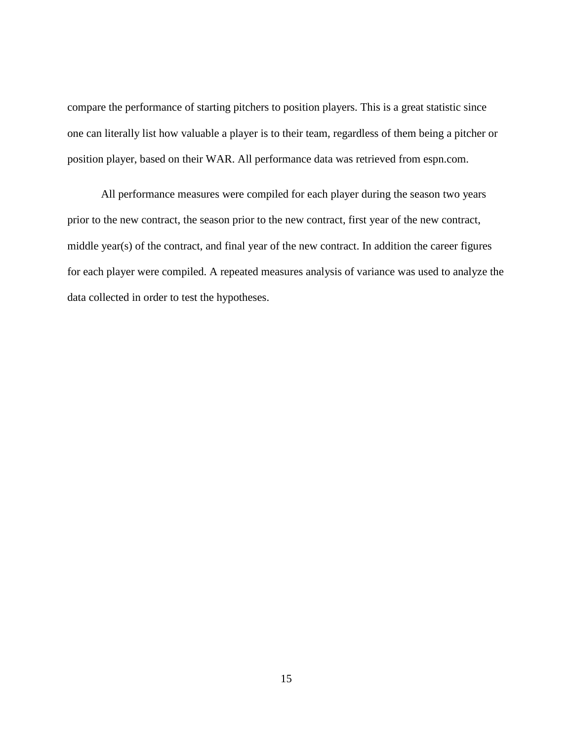compare the performance of starting pitchers to position players. This is a great statistic since one can literally list how valuable a player is to their team, regardless of them being a pitcher or position player, based on their WAR. All performance data was retrieved from espn.com.

All performance measures were compiled for each player during the season two years prior to the new contract, the season prior to the new contract, first year of the new contract, middle year(s) of the contract, and final year of the new contract. In addition the career figures for each player were compiled. A repeated measures analysis of variance was used to analyze the data collected in order to test the hypotheses.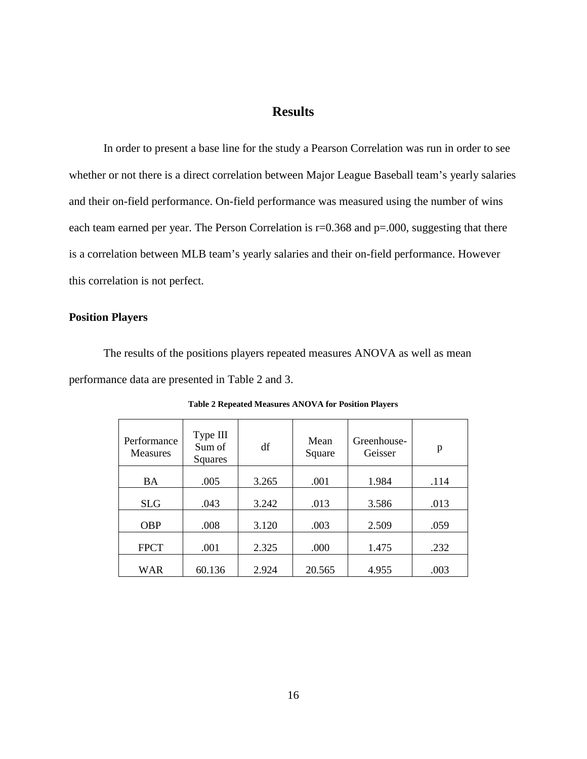# Results

In order to present a base line for the study a Pearson Correlation was run in order to see whether or not there is a direct correlation between Major League Baseball team's yearly salaries and their on-field performance. On-field performance was measured using the number of wins each team earned per year. The Person Correlation is r=0.368 and p=.000, suggesting that there is a correlation between MLB team's yearly salaries and their on-field performance. However this correlation is not perfect.

## Position Players

The results of the positions players repeated measures ANOVA as well as mean performance data are presented in Table 2 and 3.

**Table 2 Repeated Measures ANOVA for Position Players**

| Performance Measures | Type III Sum of Squares | df | Mean Square | Greenhouse-Geisser | p |
|---|---|---|---|---|---|
| BA | .005 | 3.265 | .001 | 1.984 | .114 |
| SLG | .043 | 3.242 | .013 | 3.586 | .013 |
| OBP | .008 | 3.120 | .003 | 2.509 | .059 |
| FPCT | .001 | 2.325 | .000 | 1.475 | .232 |
| WAR | 60.136 | 2.924 | 20.565 | 4.955 | .003 |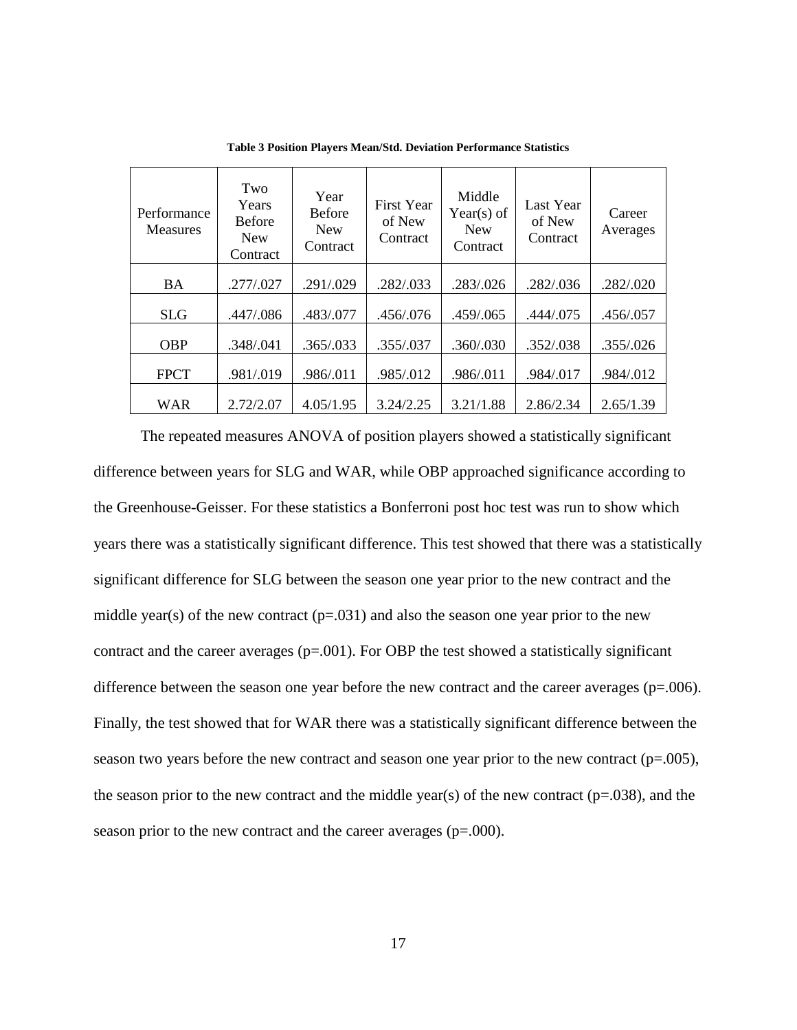**Table 3 Position Players Mean/Std. Deviation Performance Statistics**

| Performance Measures | Two Years Before New Contract | Year Before New Contract | First Year of New Contract | Middle Year(s) of New Contract | Last Year of New Contract | Career Averages |
|---|---|---|---|---|---|---|
| BA | .277/.027 | .291/.029 | .282/.033 | .283/.026 | .282/.036 | .282/.020 |
| SLG | .447/.086 | .483/.077 | .456/.076 | .459/.065 | .444/.075 | .456/.057 |
| OBP | .348/.041 | .365/.033 | .355/.037 | .360/.030 | .352/.038 | .355/.026 |
| FPCT | .981/.019 | .986/.011 | .985/.012 | .986/.011 | .984/.017 | .984/.012 |
| WAR | 2.72/2.07 | 4.05/1.95 | 3.24/2.25 | 3.21/1.88 | 2.86/2.34 | 2.65/1.39 |

The repeated measures ANOVA of position players showed a statistically significant difference between years for SLG and WAR, while OBP approached significance according to the Greenhouse-Geisser. For these statistics a Bonferroni post hoc test was run to show which years there was a statistically significant difference. This test showed that there was a statistically significant difference for SLG between the season one year prior to the new contract and the middle year(s) of the new contract ($p=.031$) and also the season one year prior to the new contract and the career averages ($p=.001$). For OBP the test showed a statistically significant difference between the season one year before the new contract and the career averages ($p=.006$). Finally, the test showed that for WAR there was a statistically significant difference between the season two years before the new contract and season one year prior to the new contract ($p=.005$), the season prior to the new contract and the middle year(s) of the new contract ($p=.038$), and the season prior to the new contract and the career averages ($p=.000$).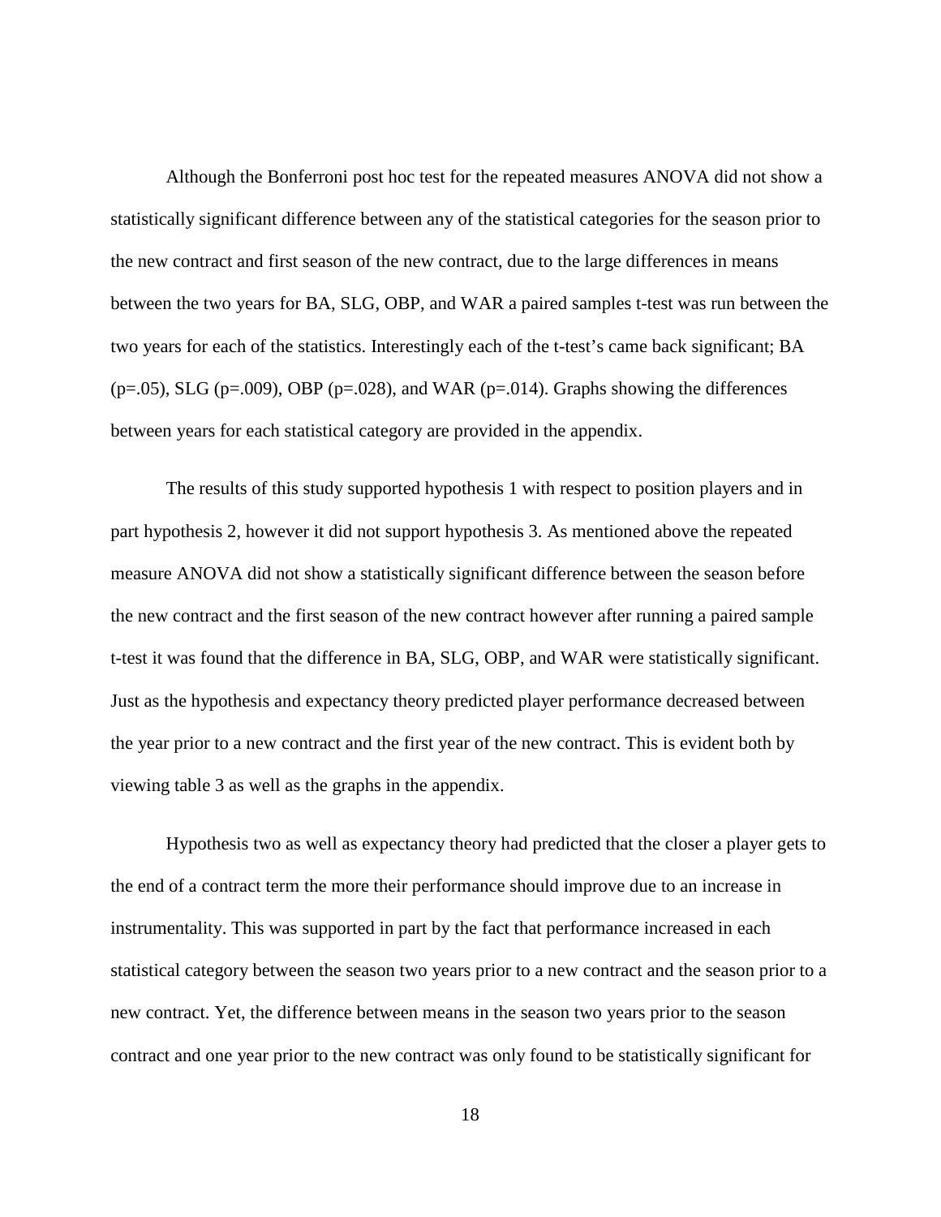Although the Bonferroni post hoc test for the repeated measures ANOVA did not show a statistically significant difference between any of the statistical categories for the season prior to the new contract and first season of the new contract, due to the large differences in means between the two years for BA, SLG, OBP, and WAR a paired samples t-test was run between the two years for each of the statistics. Interestingly each of the t-test's came back significant; BA ($p=.05$), SLG ($p=.009$), OBP ($p=.028$), and WAR ($p=.014$). Graphs showing the differences between years for each statistical category are provided in the appendix.

The results of this study supported hypothesis 1 with respect to position players and in part hypothesis 2, however it did not support hypothesis 3. As mentioned above the repeated measure ANOVA did not show a statistically significant difference between the season before the new contract and the first season of the new contract however after running a paired sample t-test it was found that the difference in BA, SLG, OBP, and WAR were statistically significant. Just as the hypothesis and expectancy theory predicted player performance decreased between the year prior to a new contract and the first year of the new contract. This is evident both by viewing table 3 as well as the graphs in the appendix.

Hypothesis two as well as expectancy theory had predicted that the closer a player gets to the end of a contract term the more their performance should improve due to an increase in instrumentality. This was supported in part by the fact that performance increased in each statistical category between the season two years prior to a new contract and the season prior to a new contract. Yet, the difference between means in the season two years prior to the season contract and one year prior to the new contract was only found to be statistically significant for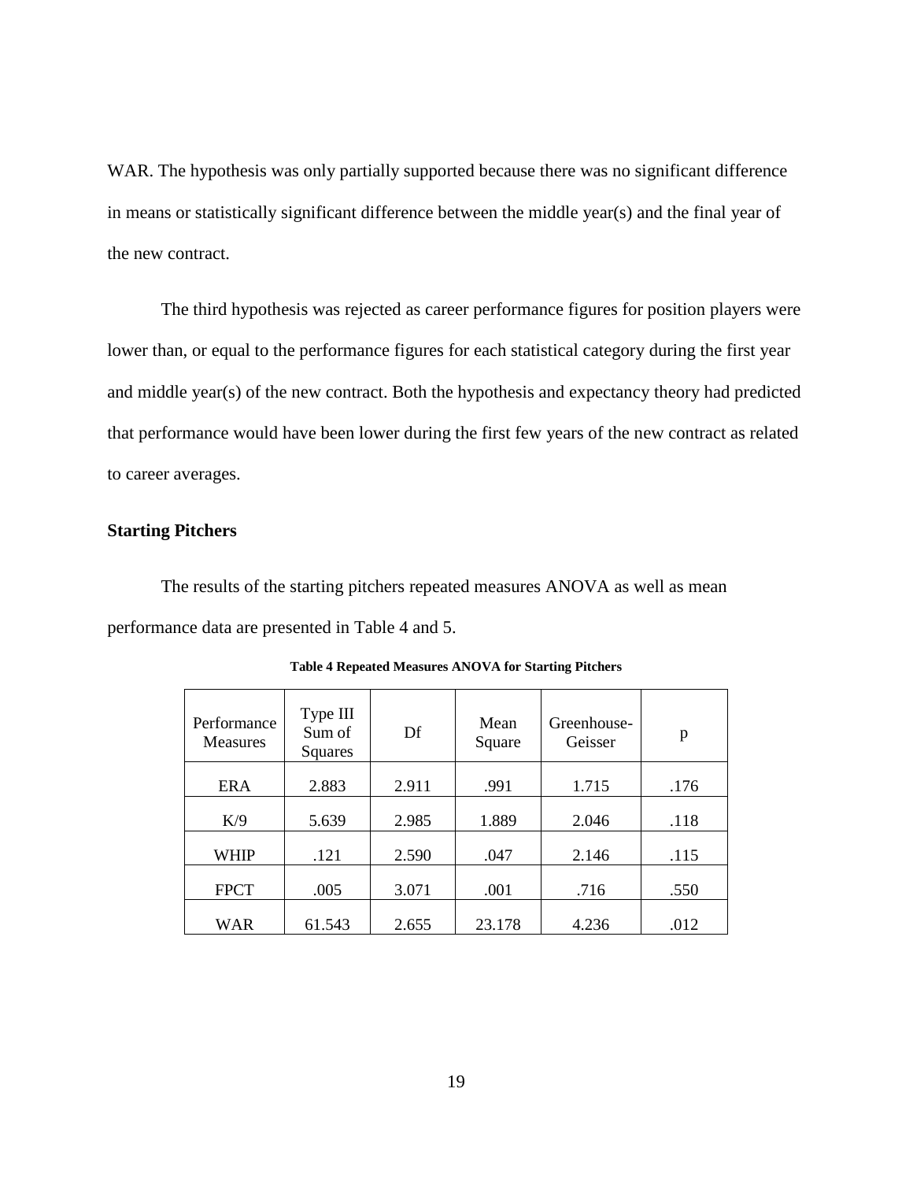WAR. The hypothesis was only partially supported because there was no significant difference in means or statistically significant difference between the middle year(s) and the final year of the new contract.

The third hypothesis was rejected as career performance figures for position players were lower than, or equal to the performance figures for each statistical category during the first year and middle year(s) of the new contract. Both the hypothesis and expectancy theory had predicted that performance would have been lower during the first few years of the new contract as related to career averages.

### Starting Pitchers

The results of the starting pitchers repeated measures ANOVA as well as mean performance data are presented in Table 4 and 5.

**Table 4 Repeated Measures ANOVA for Starting Pitchers**

| Performance Measures | Type III Sum of Squares | Df | Mean Square | Greenhouse-Geisser | p |
|---|---|---|---|---|---|
| ERA | 2.883 | 2.911 | .991 | 1.715 | .176 |
| K/9 | 5.639 | 2.985 | 1.889 | 2.046 | .118 |
| WHIP | .121 | 2.590 | .047 | 2.146 | .115 |
| FPCT | .005 | 3.071 | .001 | .716 | .550 |
| WAR | 61.543 | 2.655 | 23.178 | 4.236 | .012 |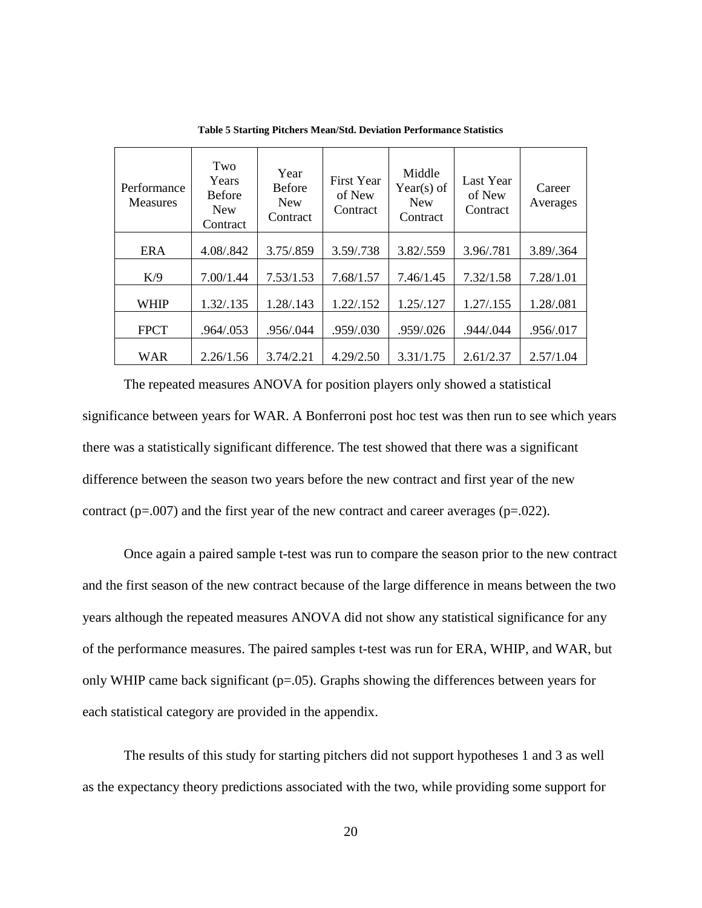**Table 5 Starting Pitchers Mean/Std. Deviation Performance Statistics**

| Performance Measures | Two Years Before New Contract | Year Before New Contract | First Year of New Contract | Middle Year(s) of New Contract | Last Year of New Contract | Career Averages |
|---|---|---|---|---|---|---|
| ERA | 4.08/.842 | 3.75/.859 | 3.59/.738 | 3.82/.559 | 3.96/.781 | 3.89/.364 |
| K/9 | 7.00/1.44 | 7.53/1.53 | 7.68/1.57 | 7.46/1.45 | 7.32/1.58 | 7.28/1.01 |
| WHIP | 1.32/.135 | 1.28/.143 | 1.22/.152 | 1.25/.127 | 1.27/.155 | 1.28/.081 |
| FPCT | .964/.053 | .956/.044 | .959/.030 | .959/.026 | .944/.044 | .956/.017 |
| WAR | 2.26/1.56 | 3.74/2.21 | 4.29/2.50 | 3.31/1.75 | 2.61/2.37 | 2.57/1.04 |

The repeated measures ANOVA for position players only showed a statistical significance between years for WAR. A Bonferroni post hoc test was then run to see which years there was a statistically significant difference. The test showed that there was a significant difference between the season two years before the new contract and first year of the new contract ($p=.007$) and the first year of the new contract and career averages ($p=.022$).

Once again a paired sample t-test was run to compare the season prior to the new contract and the first season of the new contract because of the large difference in means between the two years although the repeated measures ANOVA did not show any statistical significance for any of the performance measures. The paired samples t-test was run for ERA, WHIP, and WAR, but only WHIP came back significant ($p=.05$). Graphs showing the differences between years for each statistical category are provided in the appendix.

The results of this study for starting pitchers did not support hypotheses 1 and 3 as well as the expectancy theory predictions associated with the two, while providing some support for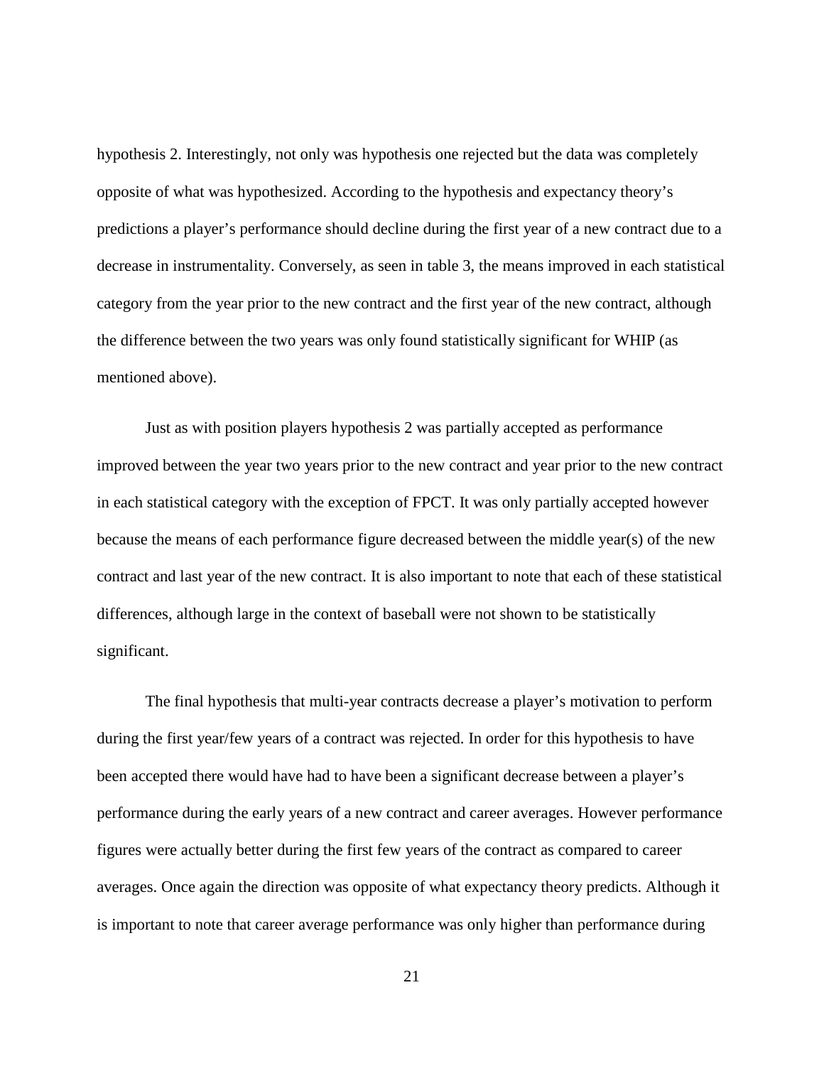hypothesis 2. Interestingly, not only was hypothesis one rejected but the data was completely opposite of what was hypothesized. According to the hypothesis and expectancy theory's predictions a player's performance should decline during the first year of a new contract due to a decrease in instrumentality. Conversely, as seen in table 3, the means improved in each statistical category from the year prior to the new contract and the first year of the new contract, although the difference between the two years was only found statistically significant for WHIP (as mentioned above).

Just as with position players hypothesis 2 was partially accepted as performance improved between the year two years prior to the new contract and year prior to the new contract in each statistical category with the exception of FPCT. It was only partially accepted however because the means of each performance figure decreased between the middle year(s) of the new contract and last year of the new contract. It is also important to note that each of these statistical differences, although large in the context of baseball were not shown to be statistically significant.

The final hypothesis that multi-year contracts decrease a player's motivation to perform during the first year/few years of a contract was rejected. In order for this hypothesis to have been accepted there would have had to have been a significant decrease between a player's performance during the early years of a new contract and career averages. However performance figures were actually better during the first few years of the contract as compared to career averages. Once again the direction was opposite of what expectancy theory predicts. Although it is important to note that career average performance was only higher than performance during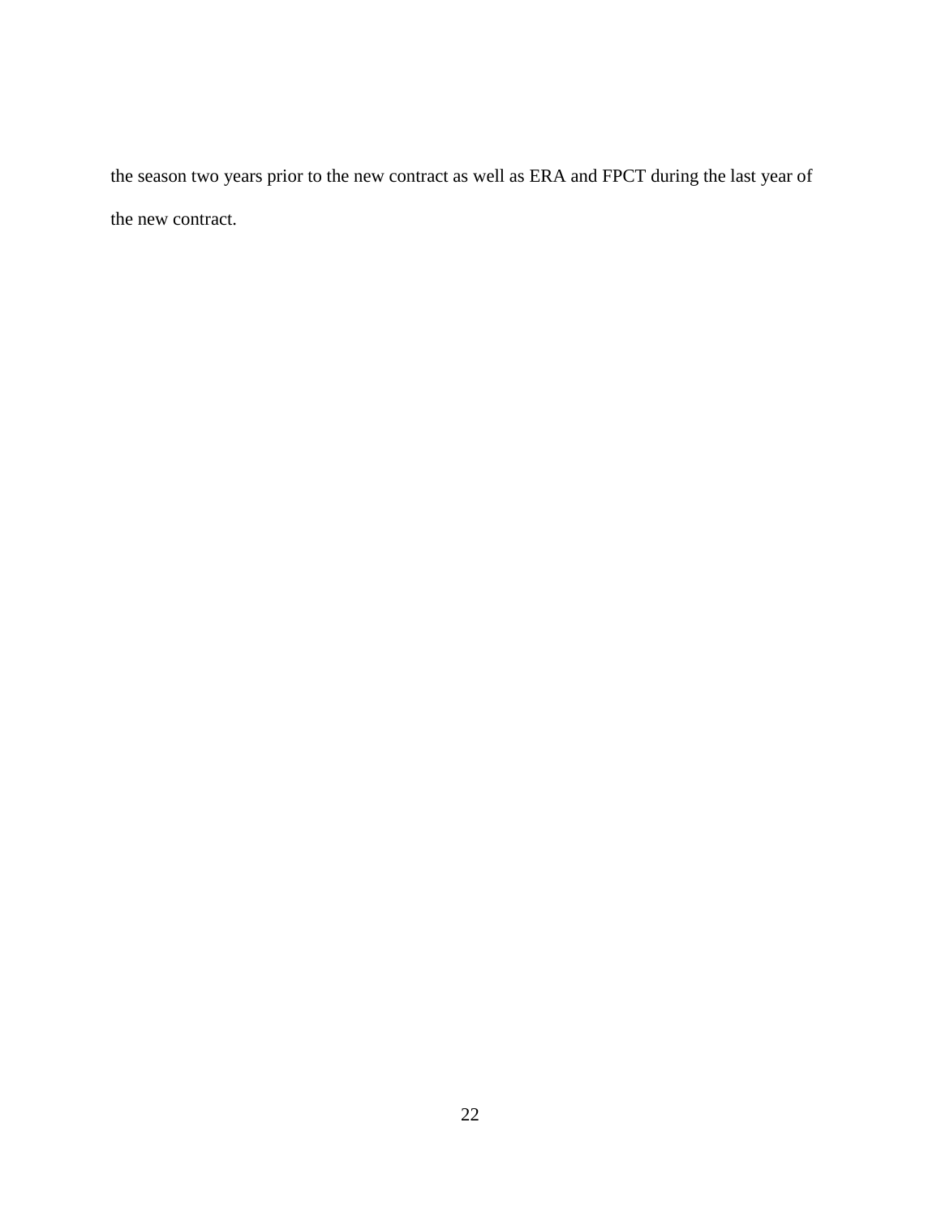the season two years prior to the new contract as well as ERA and FPCT during the last year of the new contract.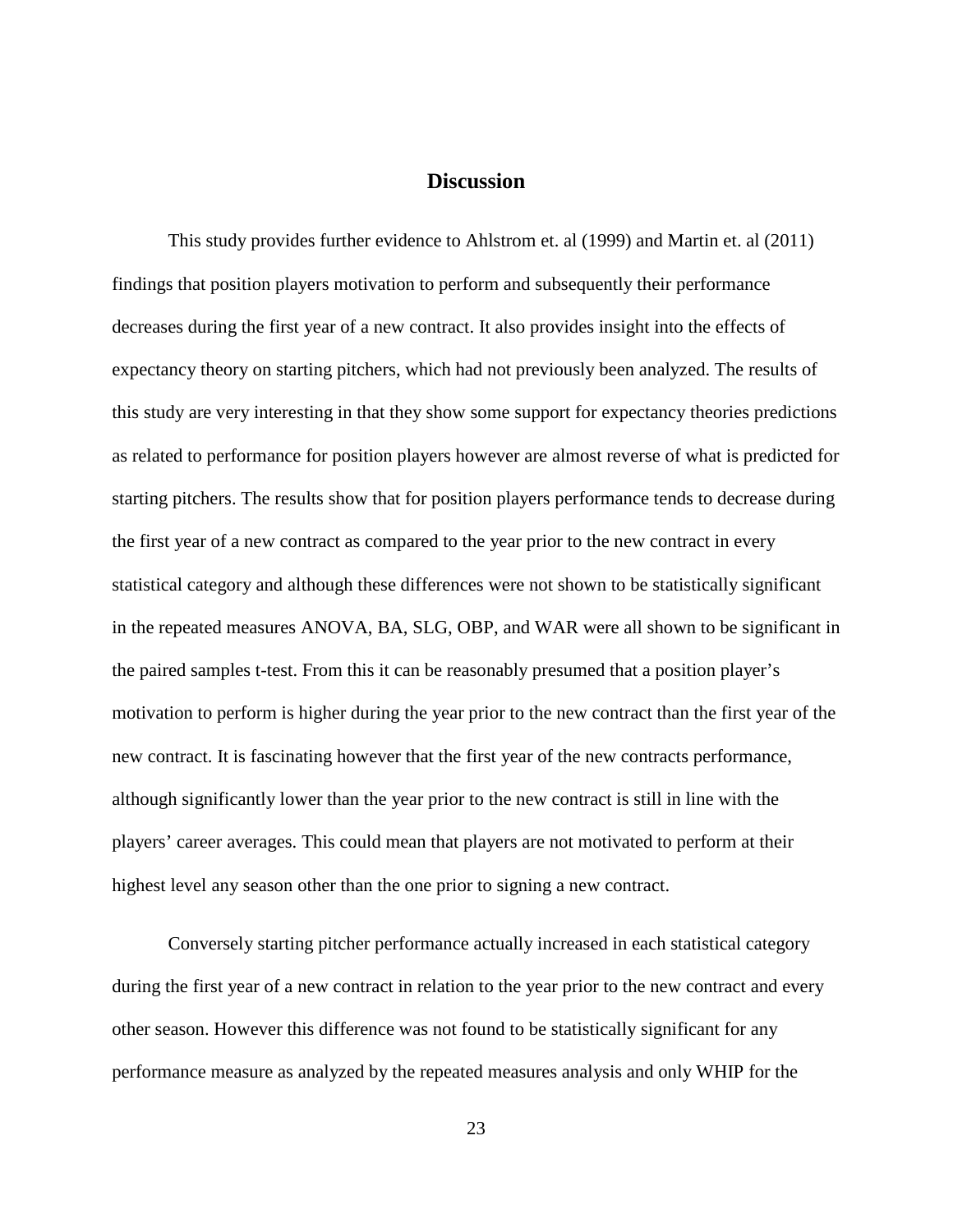# Discussion

This study provides further evidence to Ahlstrom et. al (1999) and Martin et. al (2011) findings that position players motivation to perform and subsequently their performance decreases during the first year of a new contract. It also provides insight into the effects of expectancy theory on starting pitchers, which had not previously been analyzed. The results of this study are very interesting in that they show some support for expectancy theories predictions as related to performance for position players however are almost reverse of what is predicted for starting pitchers. The results show that for position players performance tends to decrease during the first year of a new contract as compared to the year prior to the new contract in every statistical category and although these differences were not shown to be statistically significant in the repeated measures ANOVA, BA, SLG, OBP, and WAR were all shown to be significant in the paired samples t-test. From this it can be reasonably presumed that a position player's motivation to perform is higher during the year prior to the new contract than the first year of the new contract. It is fascinating however that the first year of the new contracts performance, although significantly lower than the year prior to the new contract is still in line with the players' career averages. This could mean that players are not motivated to perform at their highest level any season other than the one prior to signing a new contract.

Conversely starting pitcher performance actually increased in each statistical category during the first year of a new contract in relation to the year prior to the new contract and every other season. However this difference was not found to be statistically significant for any performance measure as analyzed by the repeated measures analysis and only WHIP for the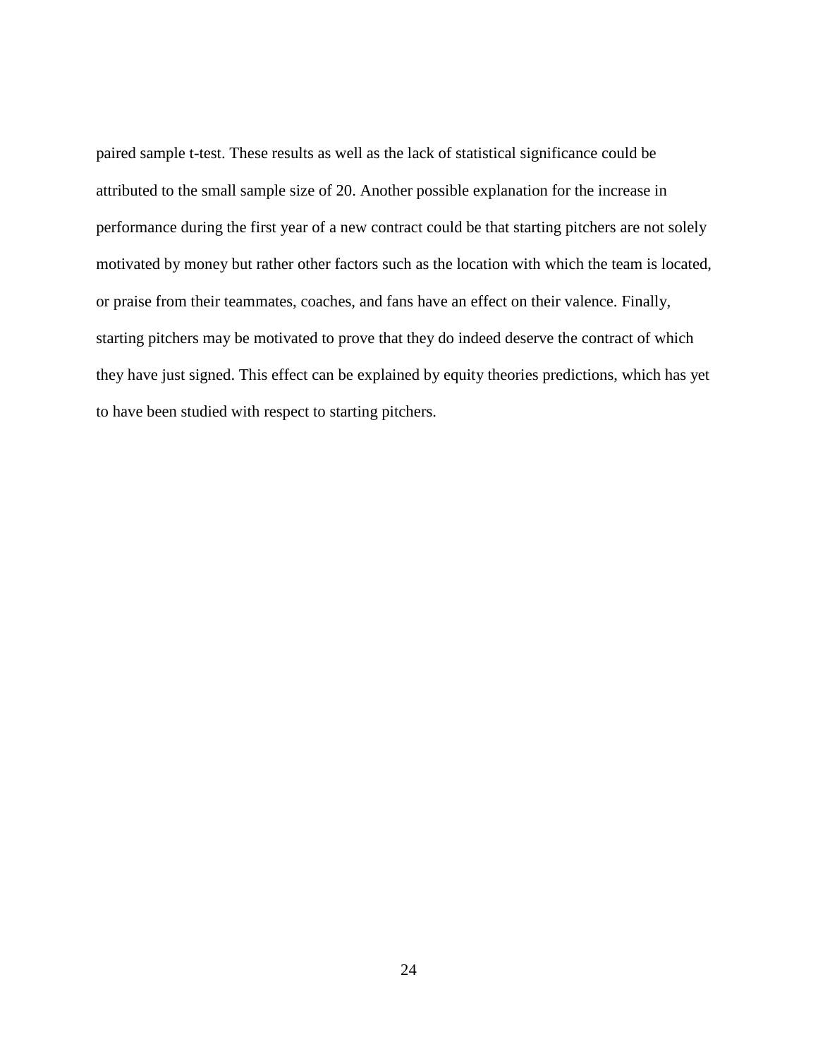paired sample t-test. These results as well as the lack of statistical significance could be attributed to the small sample size of 20. Another possible explanation for the increase in performance during the first year of a new contract could be that starting pitchers are not solely motivated by money but rather other factors such as the location with which the team is located, or praise from their teammates, coaches, and fans have an effect on their valence. Finally, starting pitchers may be motivated to prove that they do indeed deserve the contract of which they have just signed. This effect can be explained by equity theories predictions, which has yet to have been studied with respect to starting pitchers.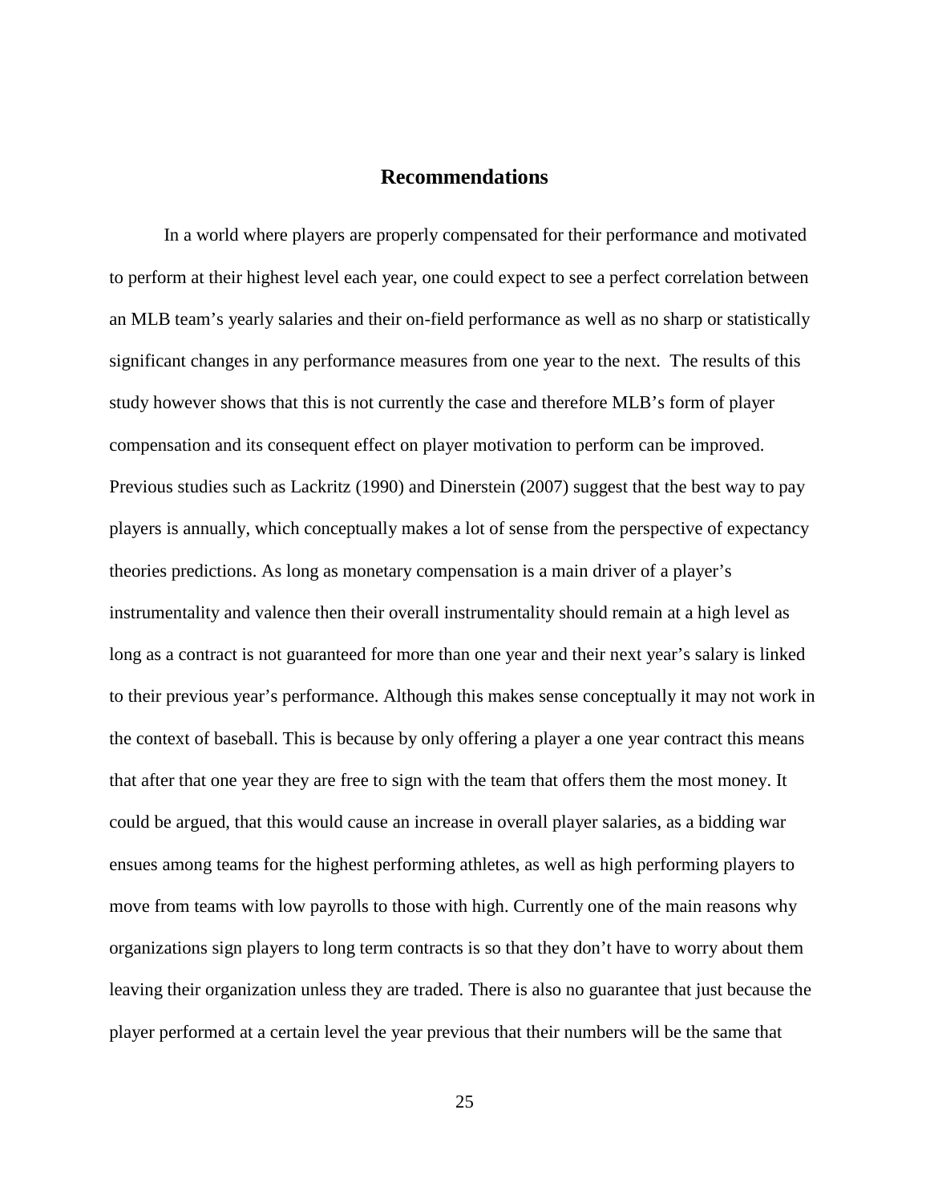## Recommendations

In a world where players are properly compensated for their performance and motivated to perform at their highest level each year, one could expect to see a perfect correlation between an MLB team's yearly salaries and their on-field performance as well as no sharp or statistically significant changes in any performance measures from one year to the next. The results of this study however shows that this is not currently the case and therefore MLB's form of player compensation and its consequent effect on player motivation to perform can be improved. Previous studies such as Lackritz (1990) and Dinerstein (2007) suggest that the best way to pay players is annually, which conceptually makes a lot of sense from the perspective of expectancy theories predictions. As long as monetary compensation is a main driver of a player's instrumentality and valence then their overall instrumentality should remain at a high level as long as a contract is not guaranteed for more than one year and their next year's salary is linked to their previous year's performance. Although this makes sense conceptually it may not work in the context of baseball. This is because by only offering a player a one year contract this means that after that one year they are free to sign with the team that offers them the most money. It could be argued, that this would cause an increase in overall player salaries, as a bidding war ensues among teams for the highest performing athletes, as well as high performing players to move from teams with low payrolls to those with high. Currently one of the main reasons why organizations sign players to long term contracts is so that they don't have to worry about them leaving their organization unless they are traded. There is also no guarantee that just because the player performed at a certain level the year previous that their numbers will be the same that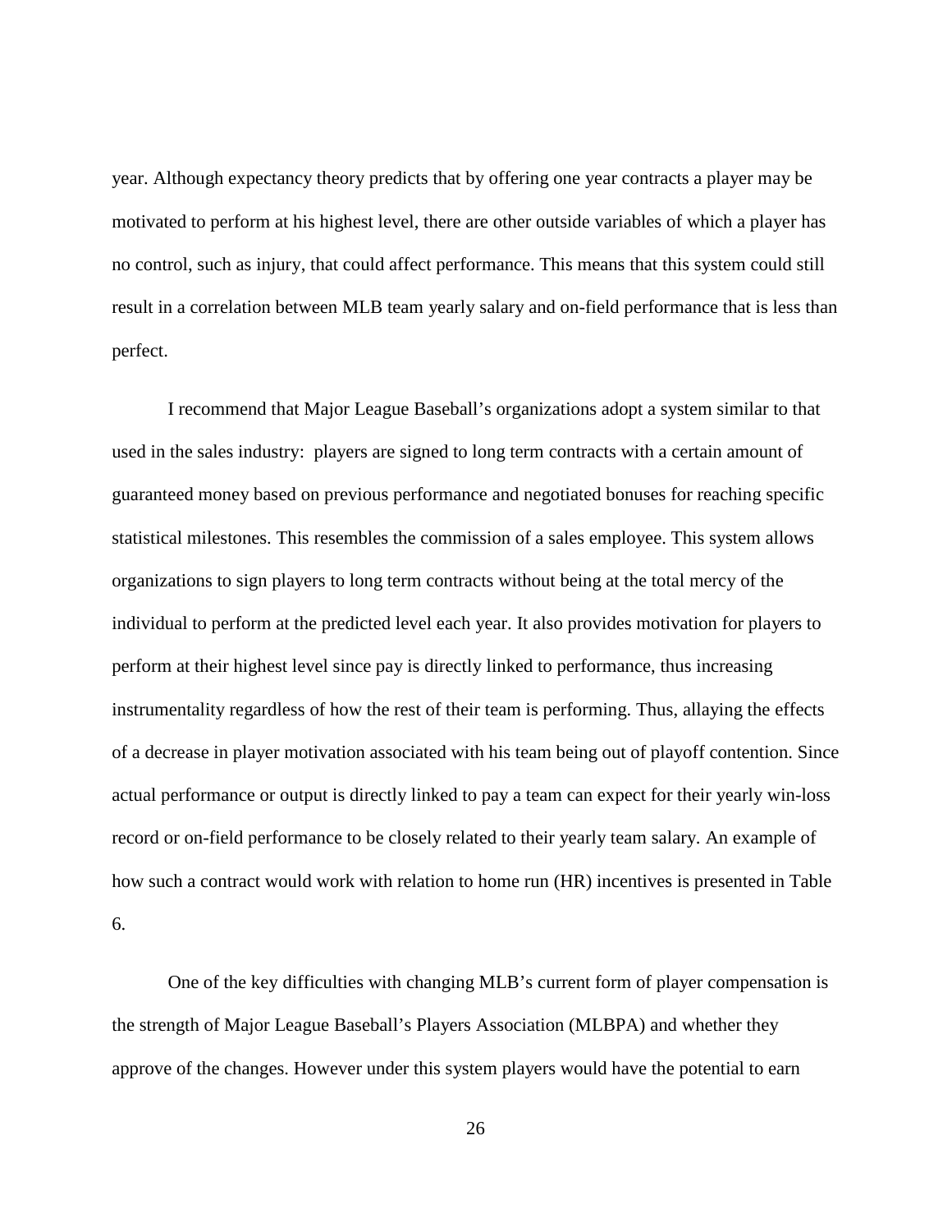year. Although expectancy theory predicts that by offering one year contracts a player may be motivated to perform at his highest level, there are other outside variables of which a player has no control, such as injury, that could affect performance. This means that this system could still result in a correlation between MLB team yearly salary and on-field performance that is less than perfect.

I recommend that Major League Baseball's organizations adopt a system similar to that used in the sales industry: players are signed to long term contracts with a certain amount of guaranteed money based on previous performance and negotiated bonuses for reaching specific statistical milestones. This resembles the commission of a sales employee. This system allows organizations to sign players to long term contracts without being at the total mercy of the individual to perform at the predicted level each year. It also provides motivation for players to perform at their highest level since pay is directly linked to performance, thus increasing instrumentality regardless of how the rest of their team is performing. Thus, allaying the effects of a decrease in player motivation associated with his team being out of playoff contention. Since actual performance or output is directly linked to pay a team can expect for their yearly win-loss record or on-field performance to be closely related to their yearly team salary. An example of how such a contract would work with relation to home run (HR) incentives is presented in Table 6.

One of the key difficulties with changing MLB's current form of player compensation is the strength of Major League Baseball's Players Association (MLBPA) and whether they approve of the changes. However under this system players would have the potential to earn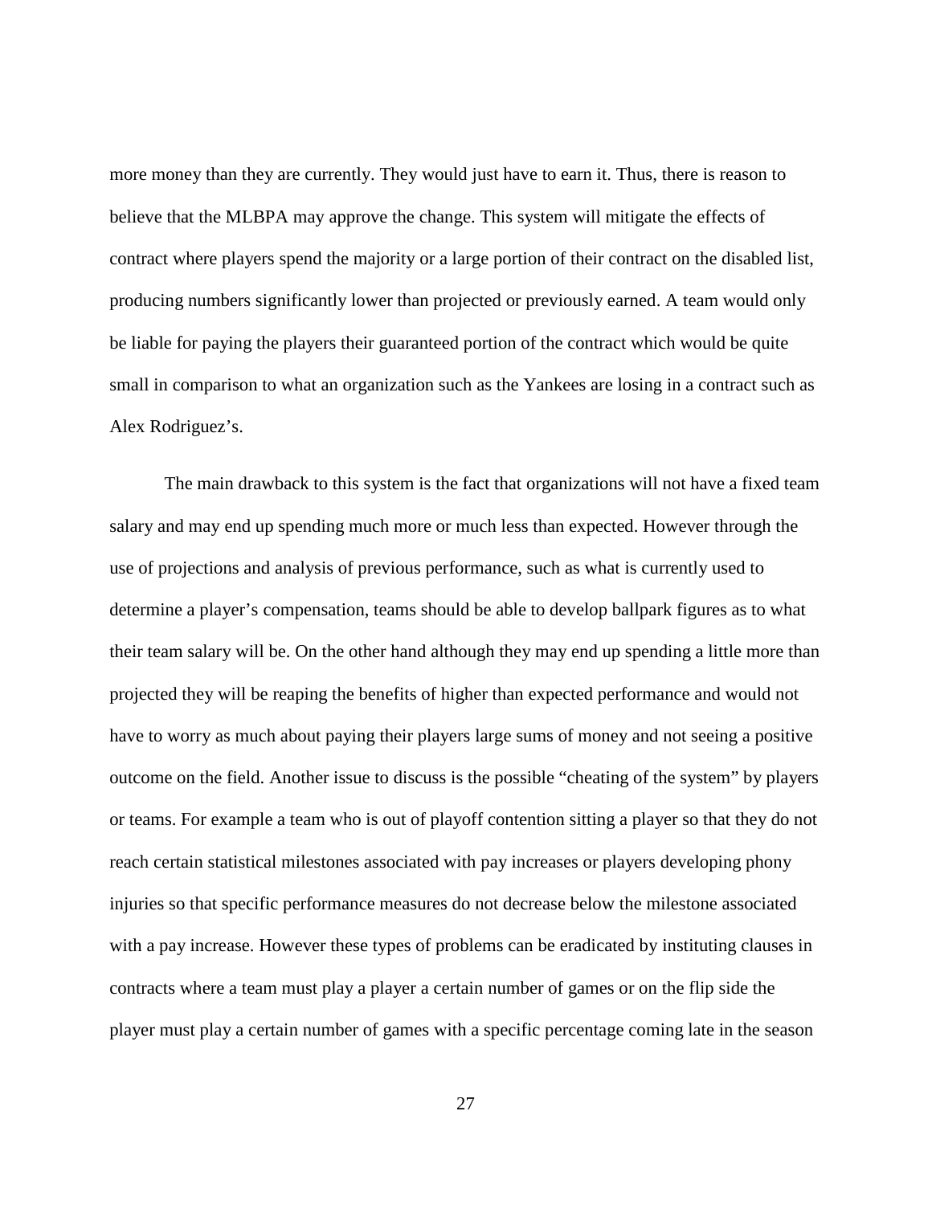more money than they are currently. They would just have to earn it. Thus, there is reason to believe that the MLBPA may approve the change. This system will mitigate the effects of contract where players spend the majority or a large portion of their contract on the disabled list, producing numbers significantly lower than projected or previously earned. A team would only be liable for paying the players their guaranteed portion of the contract which would be quite small in comparison to what an organization such as the Yankees are losing in a contract such as Alex Rodriguez's.

The main drawback to this system is the fact that organizations will not have a fixed team salary and may end up spending much more or much less than expected. However through the use of projections and analysis of previous performance, such as what is currently used to determine a player's compensation, teams should be able to develop ballpark figures as to what their team salary will be. On the other hand although they may end up spending a little more than projected they will be reaping the benefits of higher than expected performance and would not have to worry as much about paying their players large sums of money and not seeing a positive outcome on the field. Another issue to discuss is the possible "cheating of the system" by players or teams. For example a team who is out of playoff contention sitting a player so that they do not reach certain statistical milestones associated with pay increases or players developing phony injuries so that specific performance measures do not decrease below the milestone associated with a pay increase. However these types of problems can be eradicated by instituting clauses in contracts where a team must play a player a certain number of games or on the flip side the player must play a certain number of games with a specific percentage coming late in the season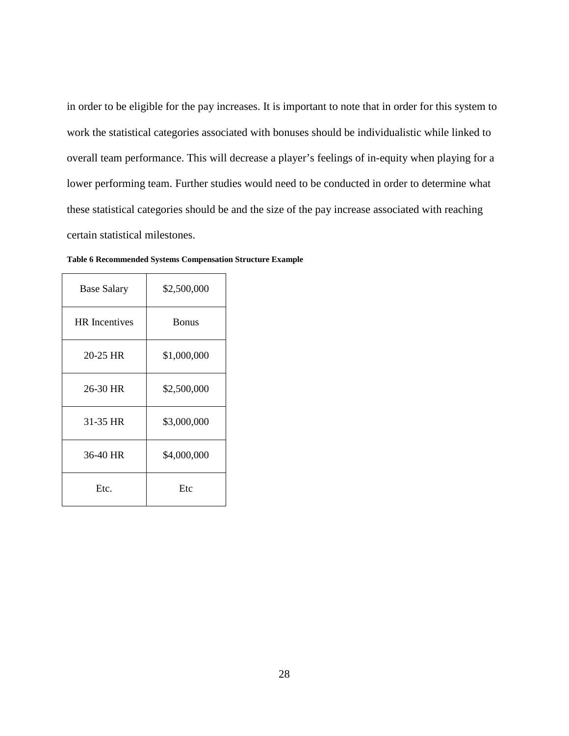in order to be eligible for the pay increases. It is important to note that in order for this system to work the statistical categories associated with bonuses should be individualistic while linked to overall team performance. This will decrease a player's feelings of in-equity when playing for a lower performing team. Further studies would need to be conducted in order to determine what these statistical categories should be and the size of the pay increase associated with reaching certain statistical milestones.

**Table 6 Recommended Systems Compensation Structure Example**

| Base Salary | $2,500,000 |
|---|---|
| HR Incentives | Bonus |
| 20-25 HR | $1,000,000 |
| 26-30 HR | $2,500,000 |
| 31-35 HR | $3,000,000 |
| 36-40 HR | $4,000,000 |
| Etc. | Etc |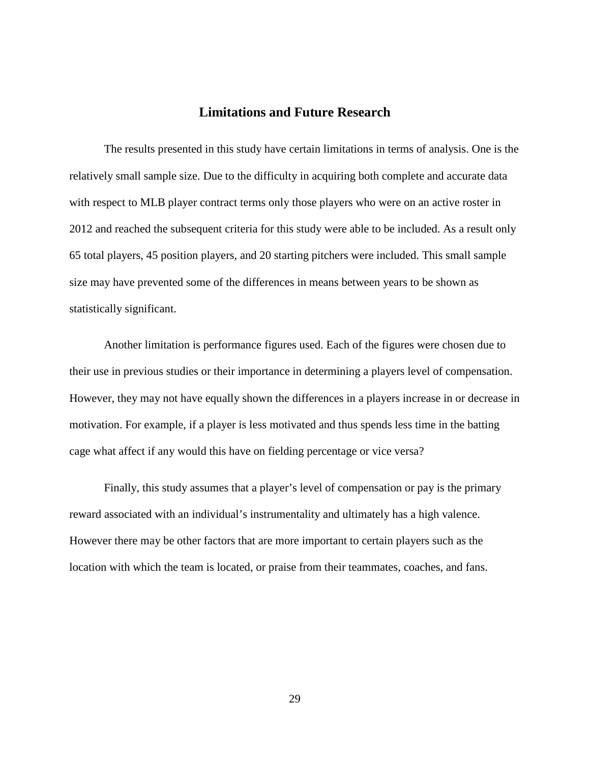## Limitations and Future Research

The results presented in this study have certain limitations in terms of analysis. One is the relatively small sample size. Due to the difficulty in acquiring both complete and accurate data with respect to MLB player contract terms only those players who were on an active roster in 2012 and reached the subsequent criteria for this study were able to be included. As a result only 65 total players, 45 position players, and 20 starting pitchers were included. This small sample size may have prevented some of the differences in means between years to be shown as statistically significant.

Another limitation is performance figures used. Each of the figures were chosen due to their use in previous studies or their importance in determining a players level of compensation. However, they may not have equally shown the differences in a players increase in or decrease in motivation. For example, if a player is less motivated and thus spends less time in the batting cage what affect if any would this have on fielding percentage or vice versa?

Finally, this study assumes that a player's level of compensation or pay is the primary reward associated with an individual's instrumentality and ultimately has a high valence. However there may be other factors that are more important to certain players such as the location with which the team is located, or praise from their teammates, coaches, and fans.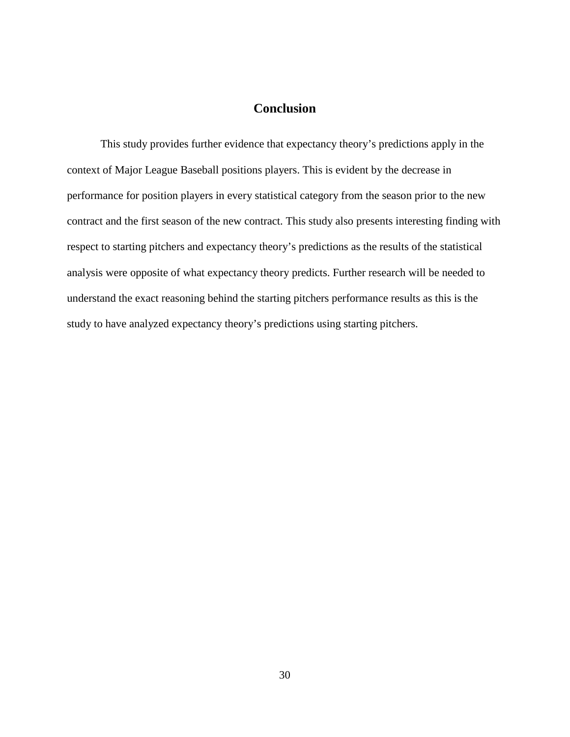# Conclusion

This study provides further evidence that expectancy theory's predictions apply in the context of Major League Baseball positions players. This is evident by the decrease in performance for position players in every statistical category from the season prior to the new contract and the first season of the new contract. This study also presents interesting finding with respect to starting pitchers and expectancy theory's predictions as the results of the statistical analysis were opposite of what expectancy theory predicts. Further research will be needed to understand the exact reasoning behind the starting pitchers performance results as this is the study to have analyzed expectancy theory's predictions using starting pitchers.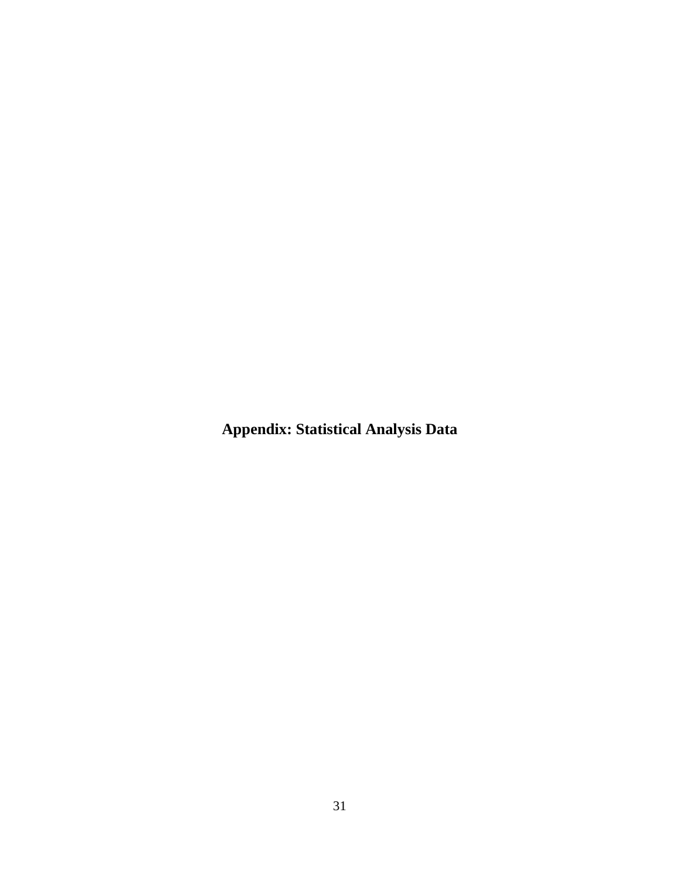# Appendix: Statistical Analysis Data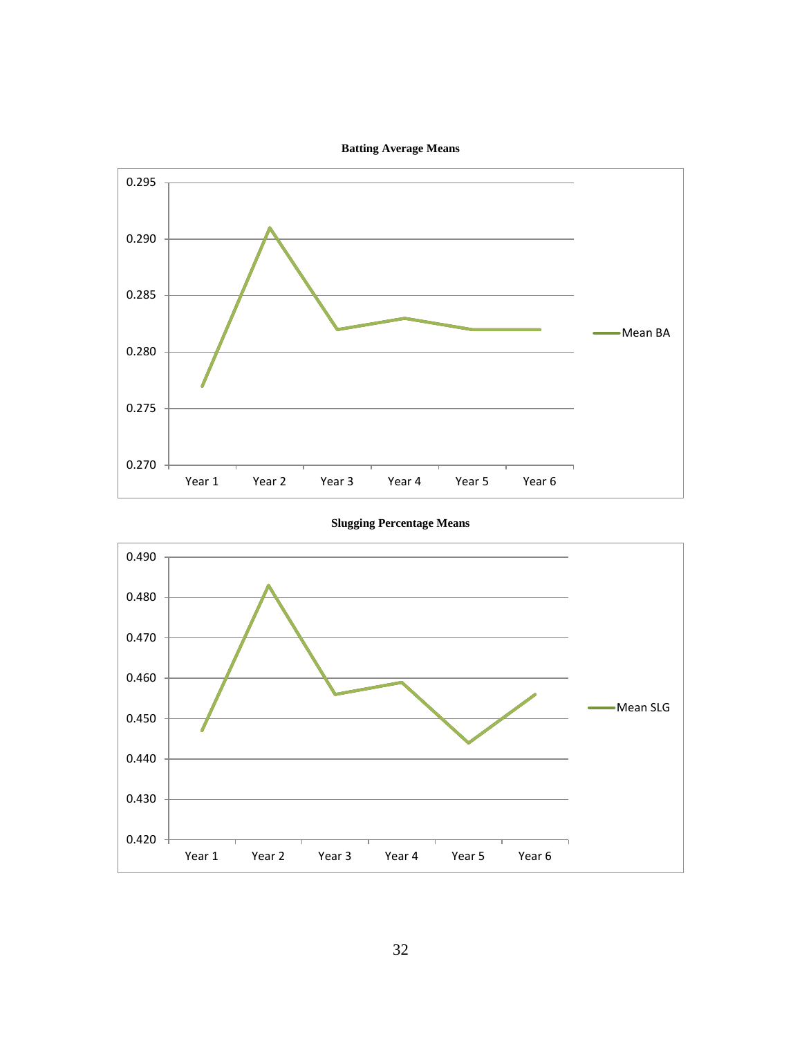**Batting Average Means**

**Slugging Percentage Means**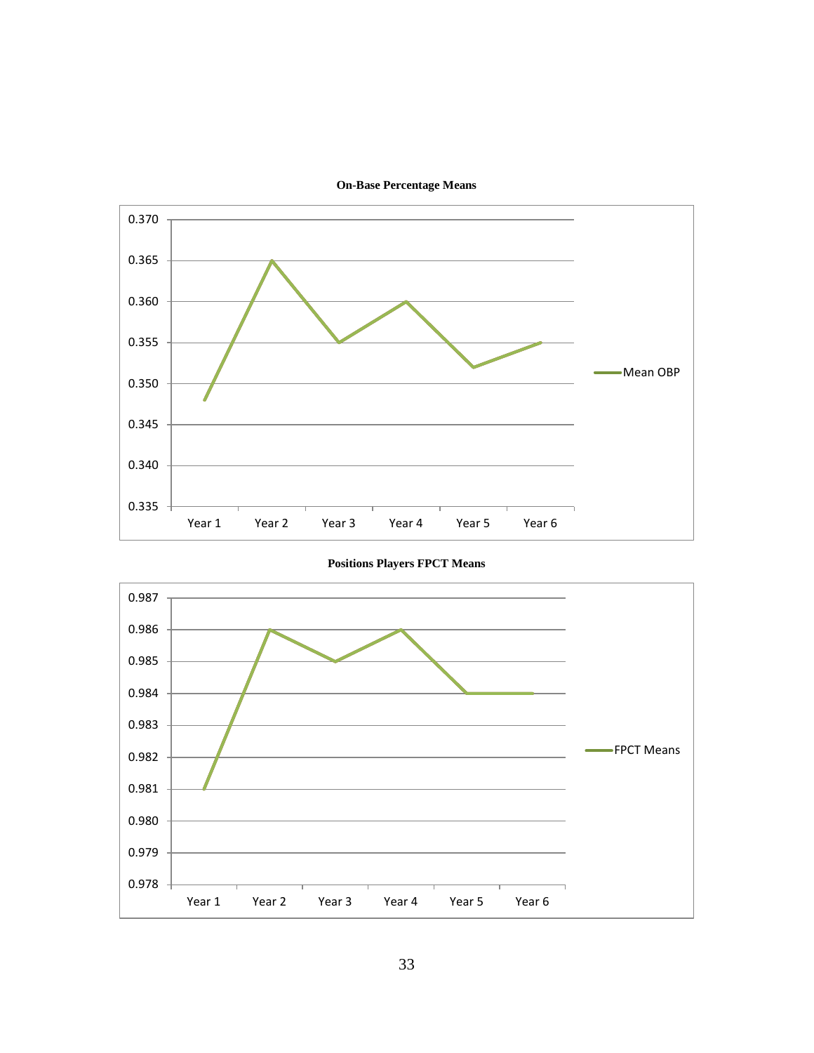**On-Base Percentage Means**

**Positions Players FPCT Means**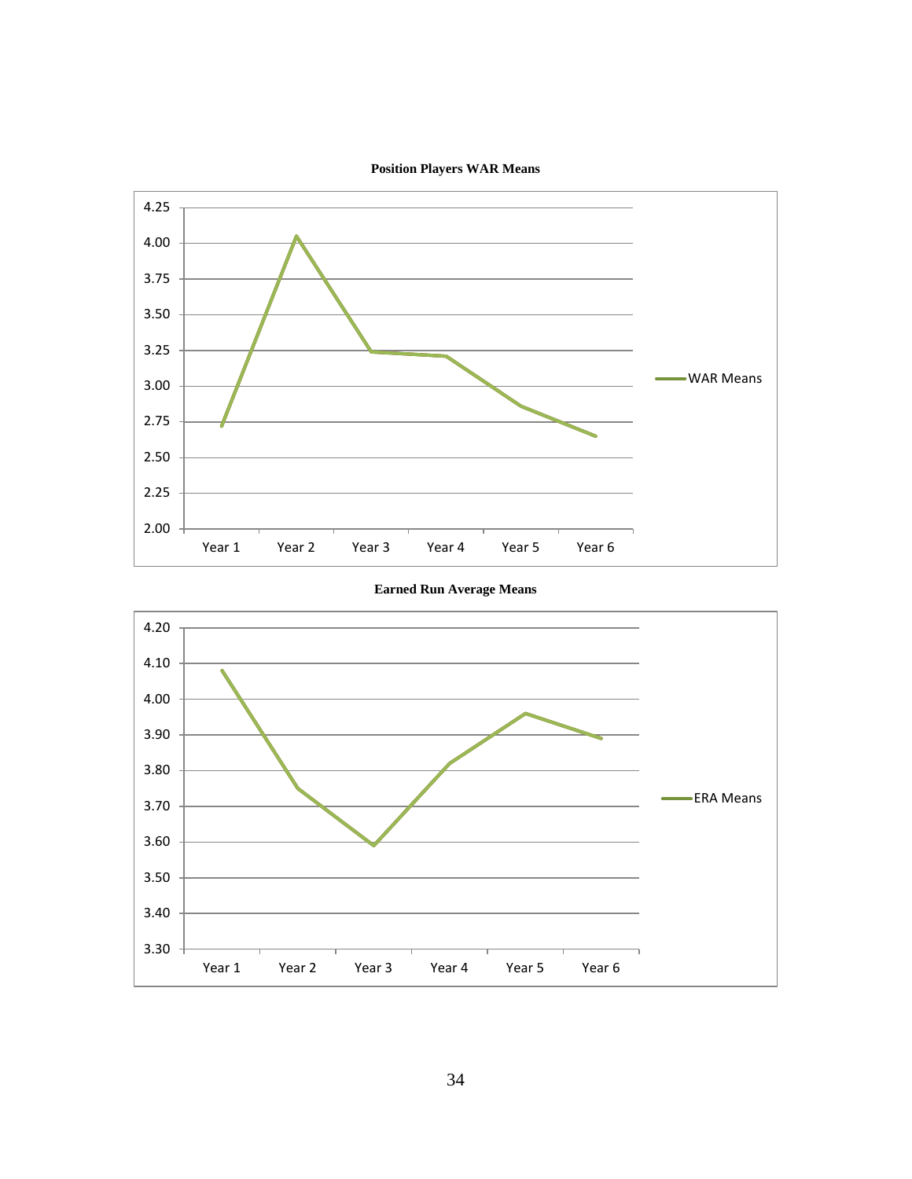**Position Players WAR Means**

**Earned Run Average Means**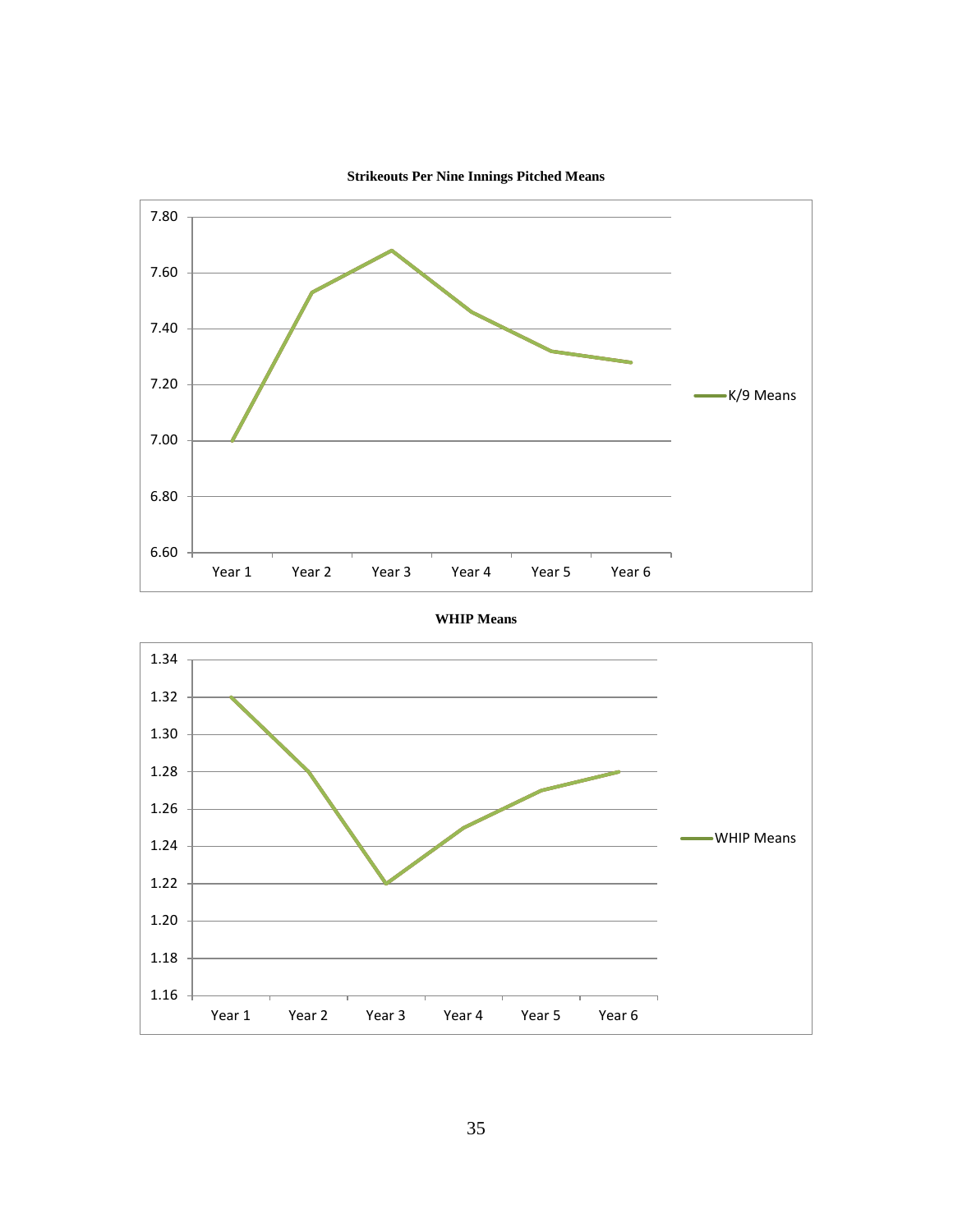**Strikeouts Per Nine Innings Pitched Means**

**WHIP Means**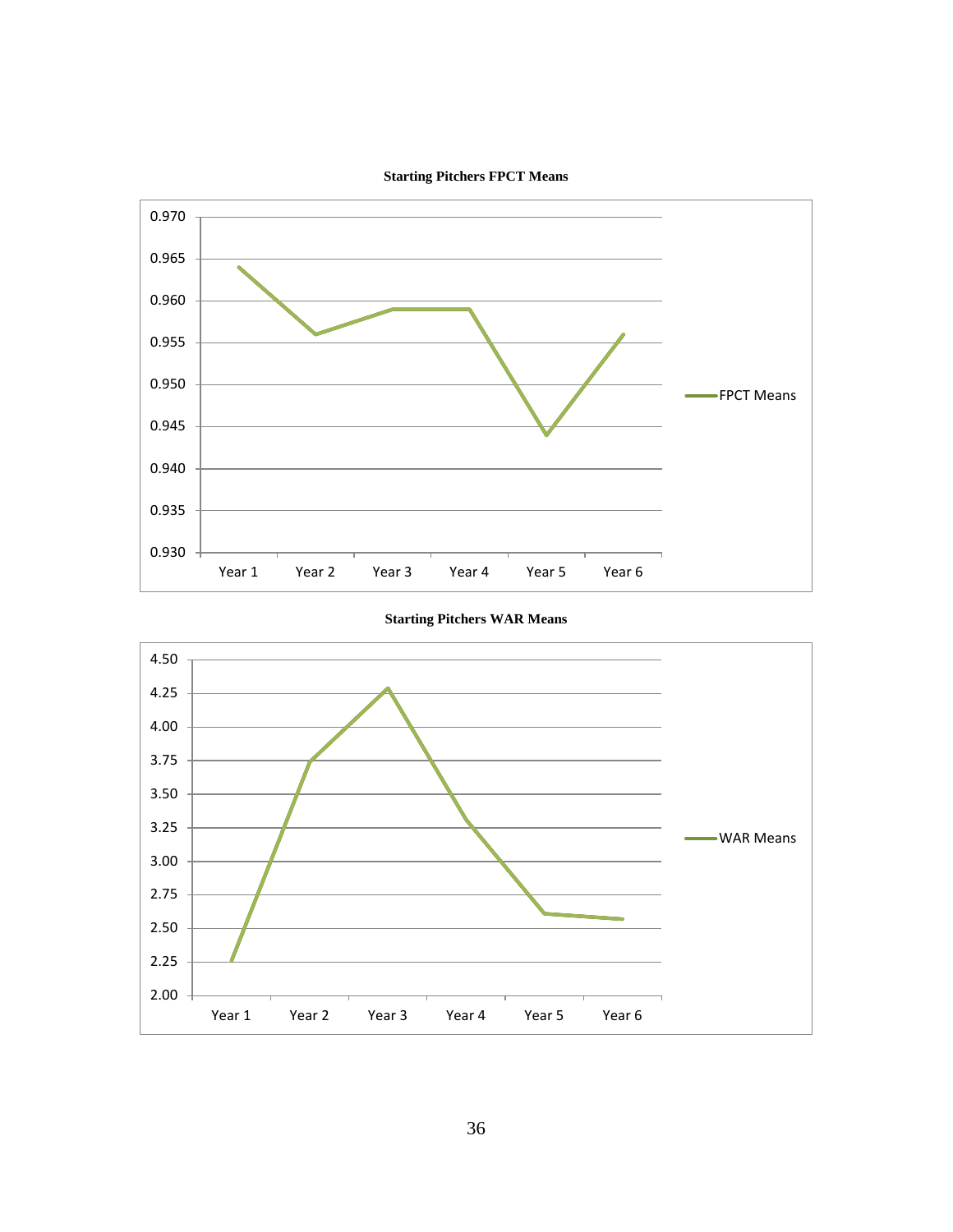**Starting Pitchers FPCT Means**

**Starting Pitchers WAR Means**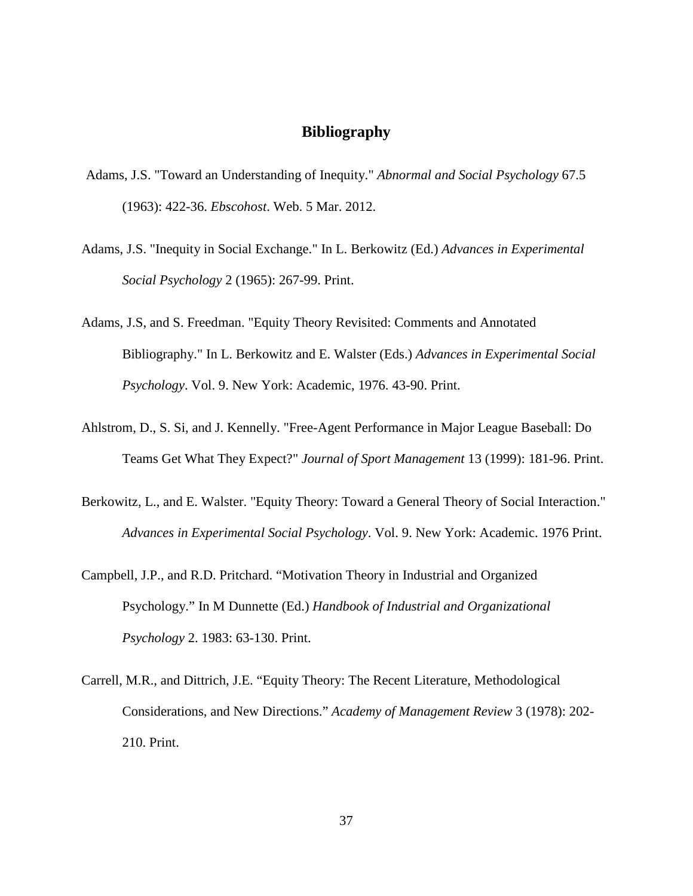## Bibliography

Adams, J.S. "Toward an Understanding of Inequity." *Abnormal and Social Psychology* 67.5 (1963): 422-36. *Ebscohost*. Web. 5 Mar. 2012.

Adams, J.S. "Inequity in Social Exchange." In L. Berkowitz (Ed.) *Advances in Experimental Social Psychology* 2 (1965): 267-99. Print.

Adams, J.S, and S. Freedman. "Equity Theory Revisited: Comments and Annotated Bibliography." In L. Berkowitz and E. Walster (Eds.) *Advances in Experimental Social Psychology*. Vol. 9. New York: Academic, 1976. 43-90. Print.

Ahlstrom, D., S. Si, and J. Kennelly. "Free-Agent Performance in Major League Baseball: Do Teams Get What They Expect?" *Journal of Sport Management* 13 (1999): 181-96. Print.

Berkowitz, L., and E. Walster. "Equity Theory: Toward a General Theory of Social Interaction." *Advances in Experimental Social Psychology*. Vol. 9. New York: Academic. 1976 Print.

Campbell, J.P., and R.D. Pritchard. "Motivation Theory in Industrial and Organized Psychology." In M Dunnette (Ed.) *Handbook of Industrial and Organizational Psychology* 2. 1983: 63-130. Print.

Carrell, M.R., and Dittrich, J.E. "Equity Theory: The Recent Literature, Methodological Considerations, and New Directions." *Academy of Management Review* 3 (1978): 202-210. Print.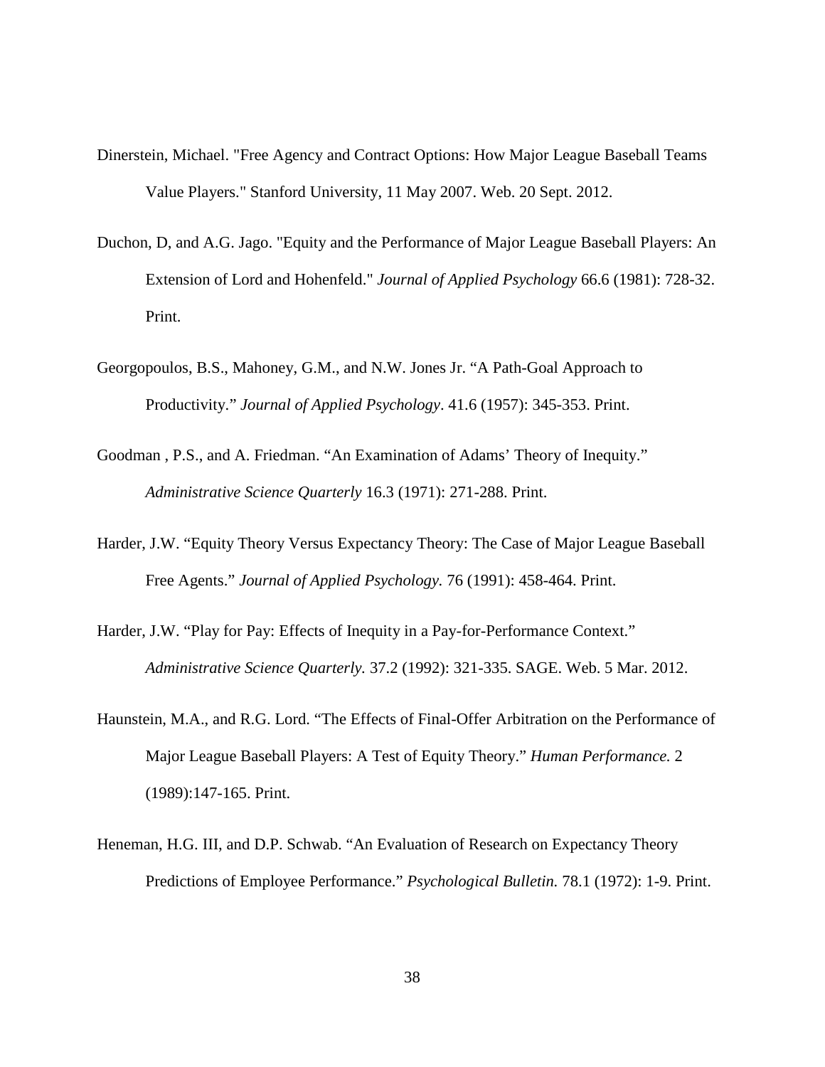Dinerstein, Michael. "Free Agency and Contract Options: How Major League Baseball Teams Value Players." Stanford University, 11 May 2007. Web. 20 Sept. 2012.

Duchon, D, and A.G. Jago. "Equity and the Performance of Major League Baseball Players: An Extension of Lord and Hohenfeld." *Journal of Applied Psychology* 66.6 (1981): 728-32. Print.

Georgopoulos, B.S., Mahoney, G.M., and N.W. Jones Jr. "A Path-Goal Approach to Productivity." *Journal of Applied Psychology*. 41.6 (1957): 345-353. Print.

Goodman , P.S., and A. Friedman. "An Examination of Adams' Theory of Inequity." *Administrative Science Quarterly* 16.3 (1971): 271-288. Print.

Harder, J.W. "Equity Theory Versus Expectancy Theory: The Case of Major League Baseball Free Agents." *Journal of Applied Psychology.* 76 (1991): 458-464. Print.

Harder, J.W. "Play for Pay: Effects of Inequity in a Pay-for-Performance Context." *Administrative Science Quarterly.* 37.2 (1992): 321-335. SAGE. Web. 5 Mar. 2012.

Haunstein, M.A., and R.G. Lord. "The Effects of Final-Offer Arbitration on the Performance of Major League Baseball Players: A Test of Equity Theory." *Human Performance.* 2 (1989):147-165. Print.

Heneman, H.G. III, and D.P. Schwab. "An Evaluation of Research on Expectancy Theory Predictions of Employee Performance." *Psychological Bulletin.* 78.1 (1972): 1-9. Print.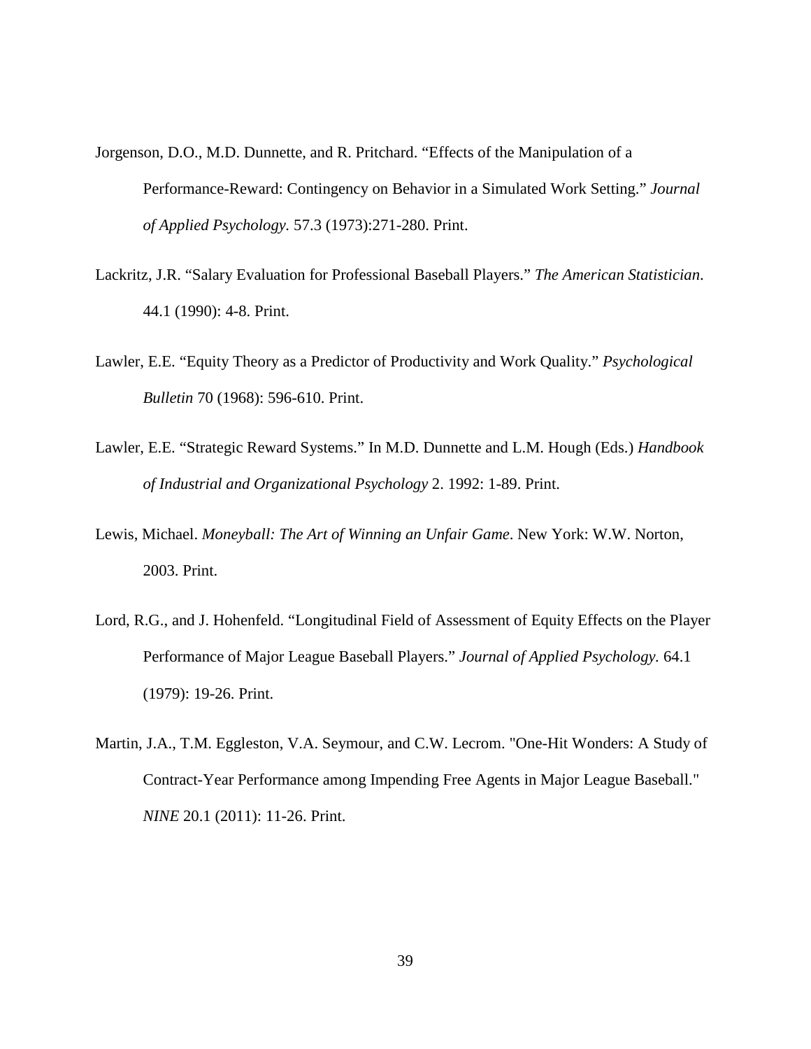Jorgenson, D.O., M.D. Dunnette, and R. Pritchard. “Effects of the Manipulation of a Performance-Reward: Contingency on Behavior in a Simulated Work Setting.” *Journal of Applied Psychology.* 57.3 (1973):271-280. Print.

Lackritz, J.R. “Salary Evaluation for Professional Baseball Players.” *The American Statistician*. 44.1 (1990): 4-8. Print.

Lawler, E.E. “Equity Theory as a Predictor of Productivity and Work Quality.” *Psychological Bulletin* 70 (1968): 596-610. Print.

Lawler, E.E. “Strategic Reward Systems.” In M.D. Dunnette and L.M. Hough (Eds.) *Handbook of Industrial and Organizational Psychology* 2. 1992: 1-89. Print.

Lewis, Michael. *Moneyball: The Art of Winning an Unfair Game*. New York: W.W. Norton, 2003. Print.

Lord, R.G., and J. Hohenfeld. “Longitudinal Field of Assessment of Equity Effects on the Player Performance of Major League Baseball Players.” *Journal of Applied Psychology.* 64.1 (1979): 19-26. Print.

Martin, J.A., T.M. Eggleston, V.A. Seymour, and C.W. Lecrom. "One-Hit Wonders: A Study of Contract-Year Performance among Impending Free Agents in Major League Baseball." *NINE* 20.1 (2011): 11-26. Print.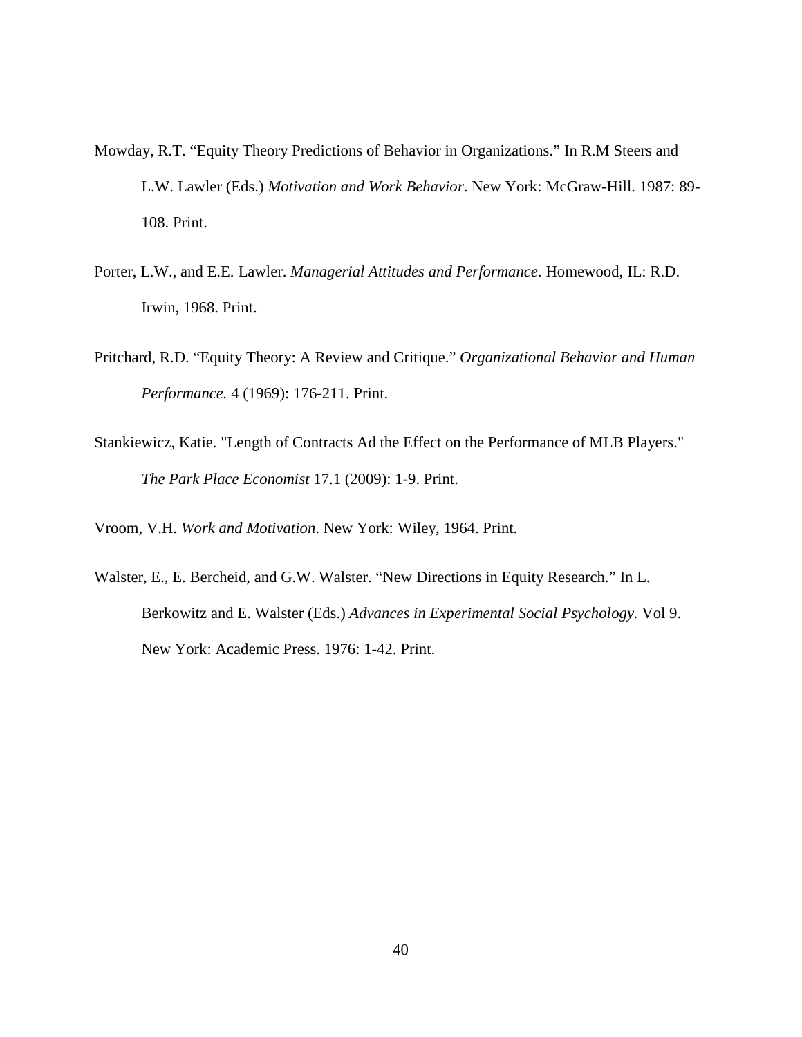Mowday, R.T. “Equity Theory Predictions of Behavior in Organizations.” In R.M Steers and L.W. Lawler (Eds.) *Motivation and Work Behavior*. New York: McGraw-Hill. 1987: 89-108. Print.

Porter, L.W., and E.E. Lawler. *Managerial Attitudes and Performance*. Homewood, IL: R.D. Irwin, 1968. Print.

Pritchard, R.D. “Equity Theory: A Review and Critique.” *Organizational Behavior and Human Performance.* 4 (1969): 176-211. Print.

Stankiewicz, Katie. "Length of Contracts Ad the Effect on the Performance of MLB Players." *The Park Place Economist* 17.1 (2009): 1-9. Print.

Vroom, V.H. *Work and Motivation*. New York: Wiley, 1964. Print.

Walster, E., E. Bercheid, and G.W. Walster. “New Directions in Equity Research.” In L. Berkowitz and E. Walster (Eds.) *Advances in Experimental Social Psychology.* Vol 9. New York: Academic Press. 1976: 1-42. Print.